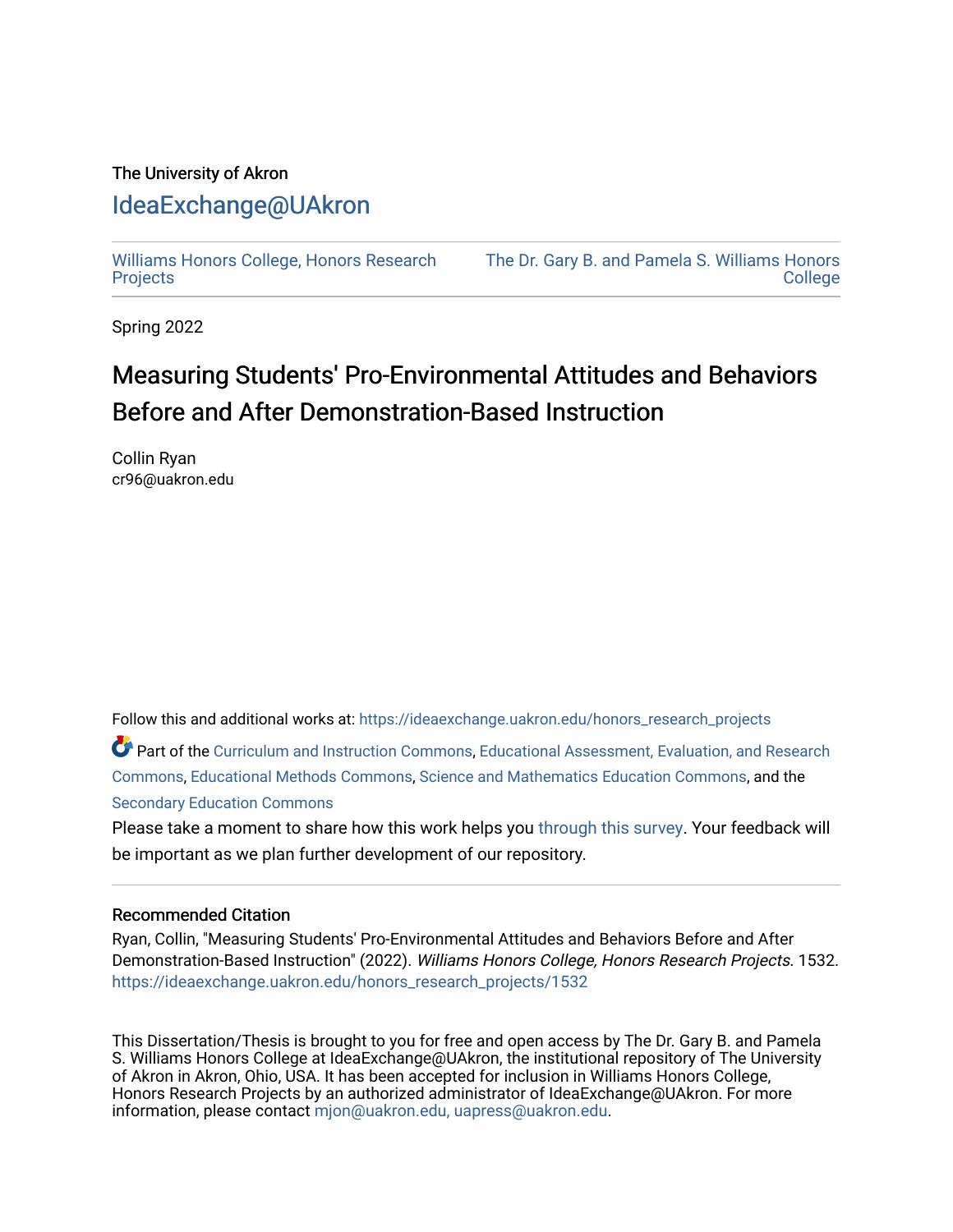The University of Akron

# IdeaExchange@UAkron

Williams Honors College, Honors Research Projects

The Dr. Gary B. and Pamela S. Williams Honors College

Spring 2022

# Measuring Students' Pro-Environmental Attitudes and Behaviors Before and After Demonstration-Based Instruction

Collin Ryan
cr96@uakron.edu

Follow this and additional works at: https://ideaexchange.uakron.edu/honors_research_projects

Part of the Curriculum and Instruction Commons, Educational Assessment, Evaluation, and Research Commons, Educational Methods Commons, Science and Mathematics Education Commons, and the Secondary Education Commons

Please take a moment to share how this work helps you through this survey. Your feedback will be important as we plan further development of our repository.

## Recommended Citation

Ryan, Collin, "Measuring Students' Pro-Environmental Attitudes and Behaviors Before and After Demonstration-Based Instruction" (2022). *Williams Honors College, Honors Research Projects*. 1532.
https://ideaexchange.uakron.edu/honors_research_projects/1532

This Dissertation/Thesis is brought to you for free and open access by The Dr. Gary B. and Pamela S. Williams Honors College at IdeaExchange@UAkron, the institutional repository of The University of Akron in Akron, Ohio, USA. It has been accepted for inclusion in Williams Honors College, Honors Research Projects by an authorized administrator of IdeaExchange@UAkron. For more information, please contact mjon@uakron.edu, uapress@uakron.edu.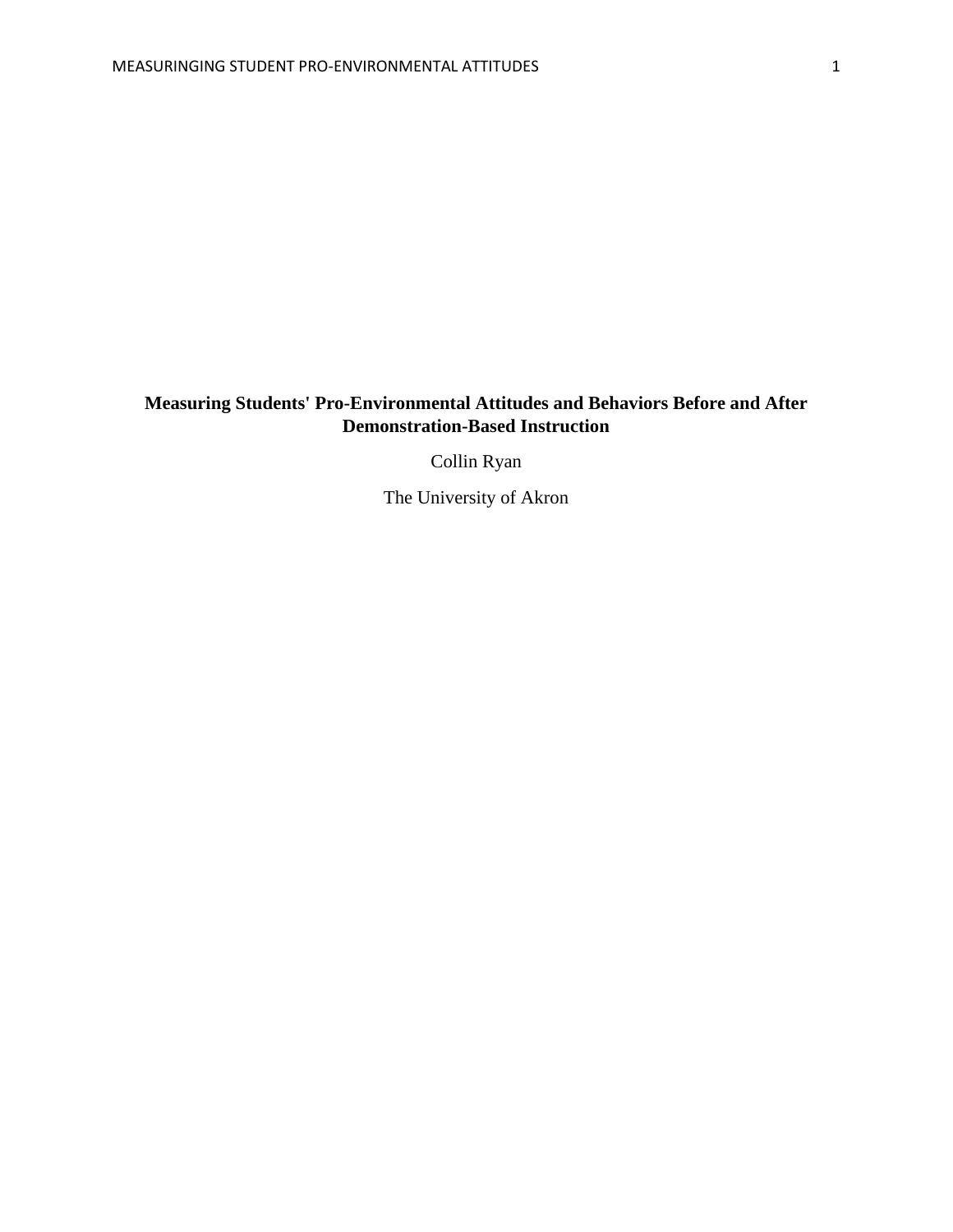**Measuring Students' Pro-Environmental Attitudes and Behaviors Before and After Demonstration-Based Instruction**

Collin Ryan

The University of Akron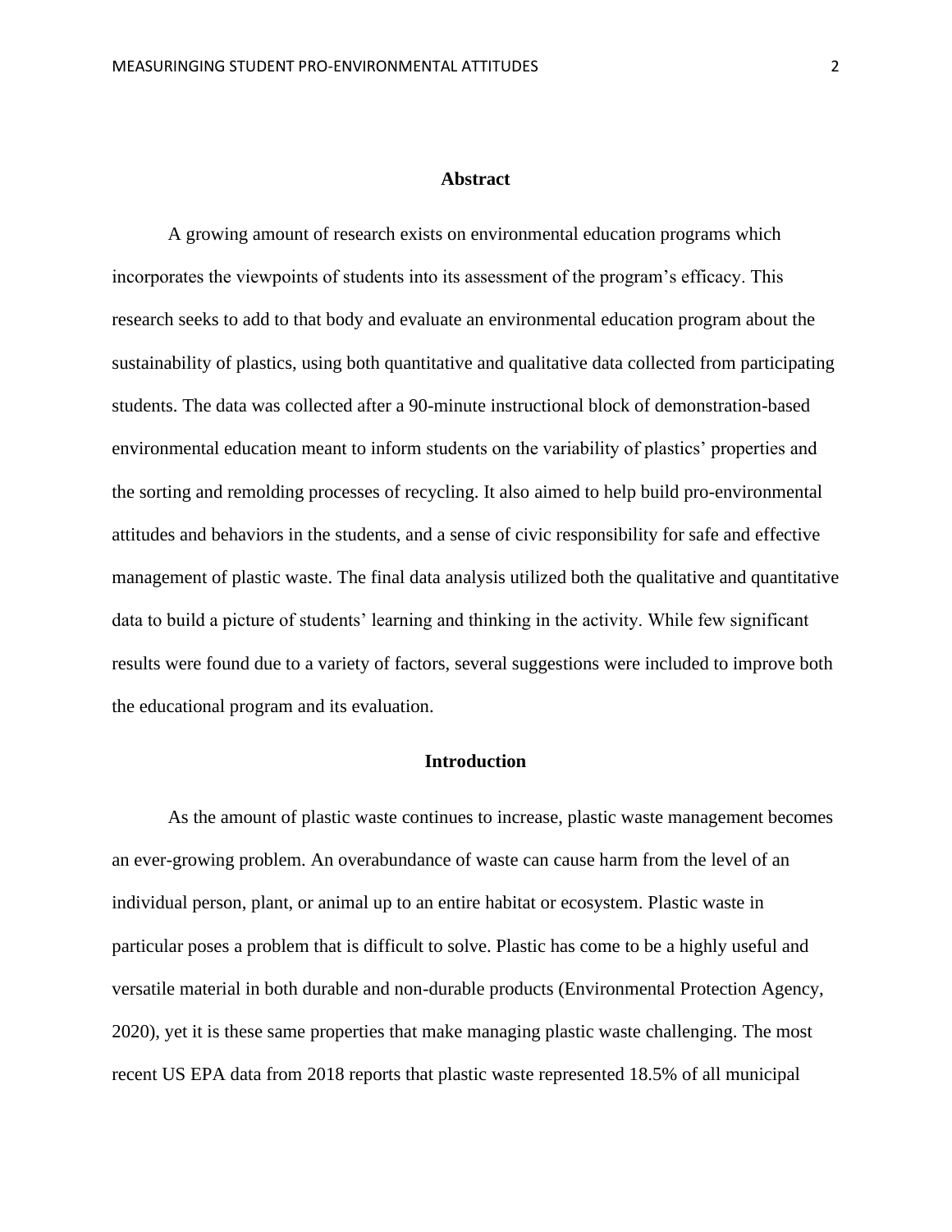## Abstract

A growing amount of research exists on environmental education programs which incorporates the viewpoints of students into its assessment of the program's efficacy. This research seeks to add to that body and evaluate an environmental education program about the sustainability of plastics, using both quantitative and qualitative data collected from participating students. The data was collected after a 90-minute instructional block of demonstration-based environmental education meant to inform students on the variability of plastics' properties and the sorting and remolding processes of recycling. It also aimed to help build pro-environmental attitudes and behaviors in the students, and a sense of civic responsibility for safe and effective management of plastic waste. The final data analysis utilized both the qualitative and quantitative data to build a picture of students' learning and thinking in the activity. While few significant results were found due to a variety of factors, several suggestions were included to improve both the educational program and its evaluation.

## Introduction

As the amount of plastic waste continues to increase, plastic waste management becomes an ever-growing problem. An overabundance of waste can cause harm from the level of an individual person, plant, or animal up to an entire habitat or ecosystem. Plastic waste in particular poses a problem that is difficult to solve. Plastic has come to be a highly useful and versatile material in both durable and non-durable products (Environmental Protection Agency, 2020), yet it is these same properties that make managing plastic waste challenging. The most recent US EPA data from 2018 reports that plastic waste represented 18.5% of all municipal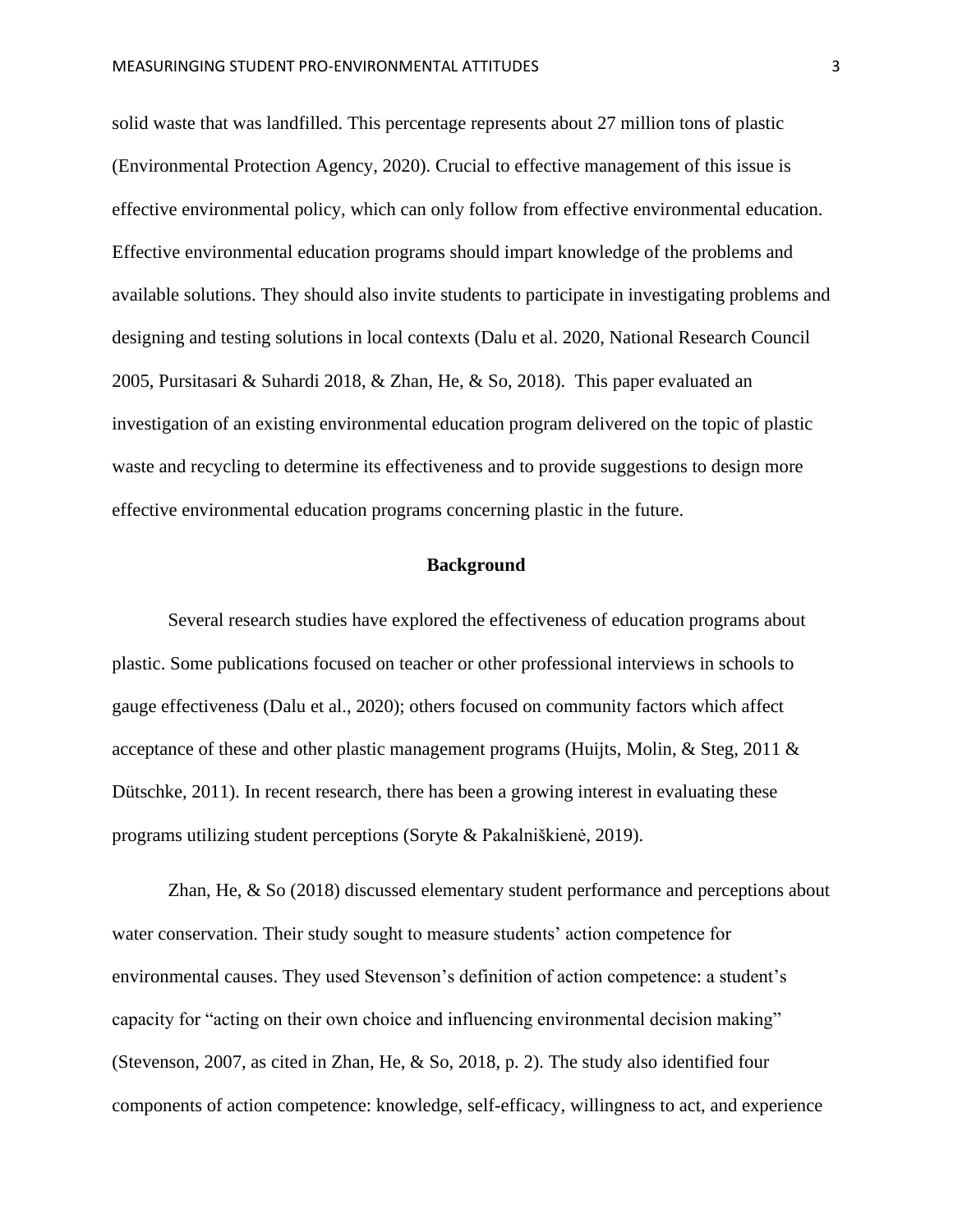solid waste that was landfilled. This percentage represents about 27 million tons of plastic (Environmental Protection Agency, 2020). Crucial to effective management of this issue is effective environmental policy, which can only follow from effective environmental education. Effective environmental education programs should impart knowledge of the problems and available solutions. They should also invite students to participate in investigating problems and designing and testing solutions in local contexts (Dalu et al. 2020, National Research Council 2005, Pursitasari & Suhardi 2018, & Zhan, He, & So, 2018). This paper evaluated an investigation of an existing environmental education program delivered on the topic of plastic waste and recycling to determine its effectiveness and to provide suggestions to design more effective environmental education programs concerning plastic in the future.

## Background

Several research studies have explored the effectiveness of education programs about plastic. Some publications focused on teacher or other professional interviews in schools to gauge effectiveness (Dalu et al., 2020); others focused on community factors which affect acceptance of these and other plastic management programs (Huijts, Molin, & Steg, 2011 & Dütschke, 2011). In recent research, there has been a growing interest in evaluating these programs utilizing student perceptions (Soryte & Pakalniškienė, 2019).

Zhan, He, & So (2018) discussed elementary student performance and perceptions about water conservation. Their study sought to measure students' action competence for environmental causes. They used Stevenson's definition of action competence: a student's capacity for "acting on their own choice and influencing environmental decision making" (Stevenson, 2007, as cited in Zhan, He, & So, 2018, p. 2). The study also identified four components of action competence: knowledge, self-efficacy, willingness to act, and experience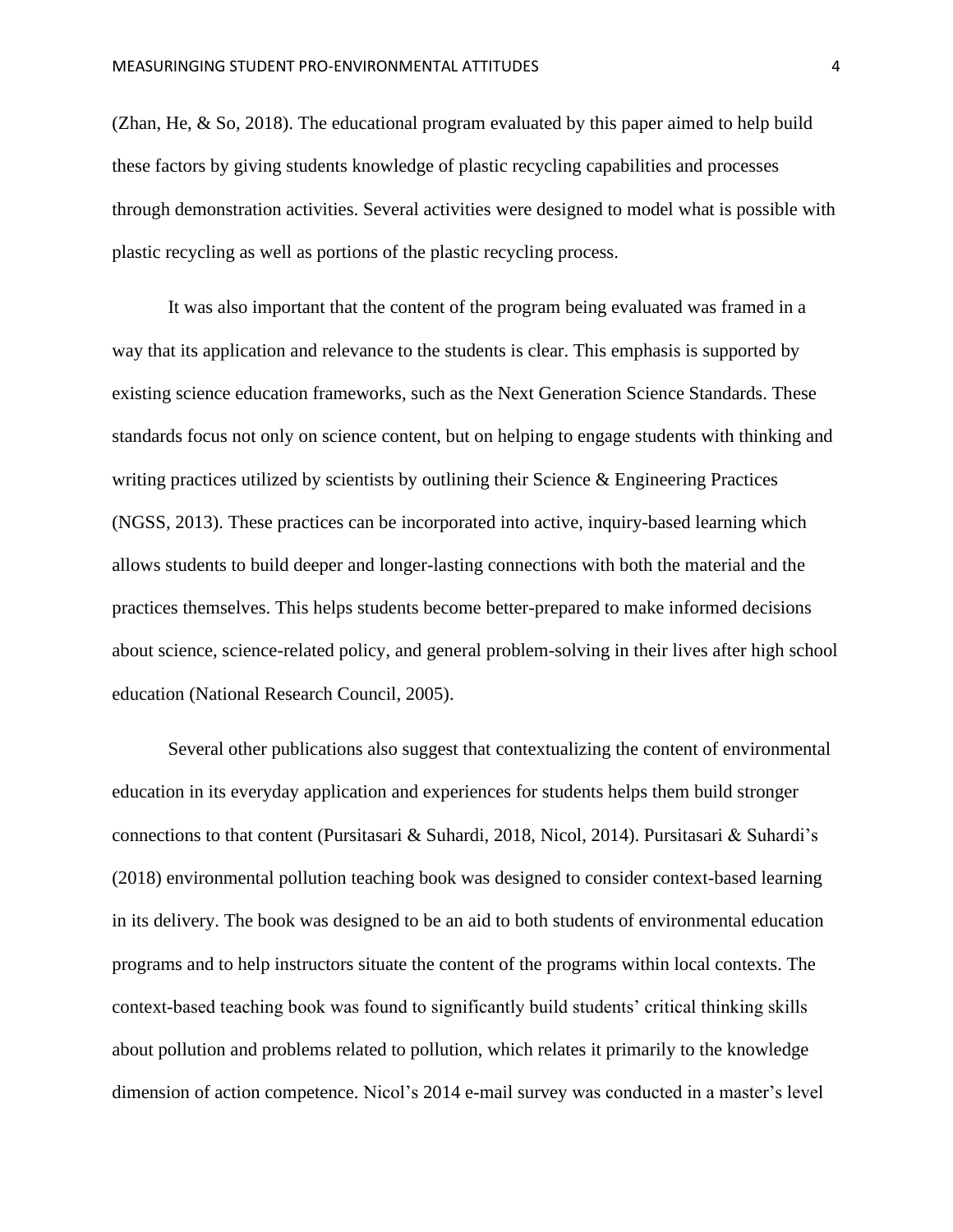(Zhan, He, & So, 2018). The educational program evaluated by this paper aimed to help build these factors by giving students knowledge of plastic recycling capabilities and processes through demonstration activities. Several activities were designed to model what is possible with plastic recycling as well as portions of the plastic recycling process.

It was also important that the content of the program being evaluated was framed in a way that its application and relevance to the students is clear. This emphasis is supported by existing science education frameworks, such as the Next Generation Science Standards. These standards focus not only on science content, but on helping to engage students with thinking and writing practices utilized by scientists by outlining their Science & Engineering Practices (NGSS, 2013). These practices can be incorporated into active, inquiry-based learning which allows students to build deeper and longer-lasting connections with both the material and the practices themselves. This helps students become better-prepared to make informed decisions about science, science-related policy, and general problem-solving in their lives after high school education (National Research Council, 2005).

Several other publications also suggest that contextualizing the content of environmental education in its everyday application and experiences for students helps them build stronger connections to that content (Pursitasari & Suhardi, 2018, Nicol, 2014). Pursitasari & Suhardi's (2018) environmental pollution teaching book was designed to consider context-based learning in its delivery. The book was designed to be an aid to both students of environmental education programs and to help instructors situate the content of the programs within local contexts. The context-based teaching book was found to significantly build students' critical thinking skills about pollution and problems related to pollution, which relates it primarily to the knowledge dimension of action competence. Nicol's 2014 e-mail survey was conducted in a master's level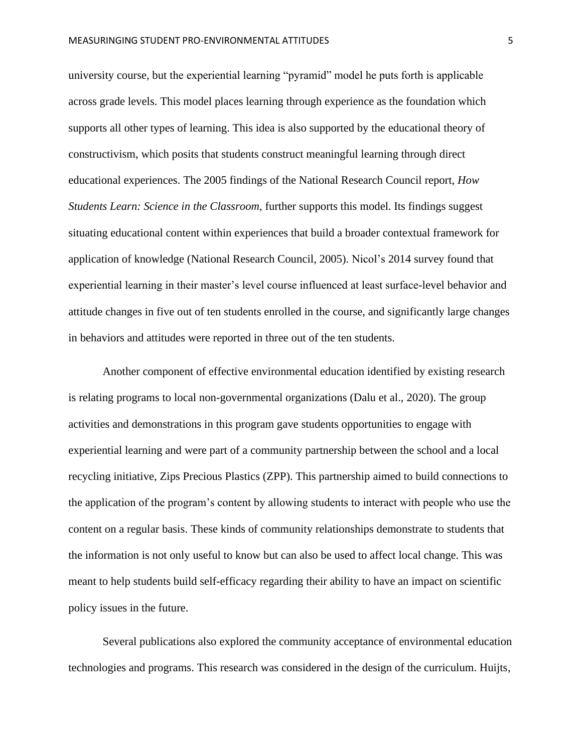university course, but the experiential learning "pyramid" model he puts forth is applicable across grade levels. This model places learning through experience as the foundation which supports all other types of learning. This idea is also supported by the educational theory of constructivism, which posits that students construct meaningful learning through direct educational experiences. The 2005 findings of the National Research Council report, *How Students Learn: Science in the Classroom*, further supports this model. Its findings suggest situating educational content within experiences that build a broader contextual framework for application of knowledge (National Research Council, 2005). Nicol's 2014 survey found that experiential learning in their master's level course influenced at least surface-level behavior and attitude changes in five out of ten students enrolled in the course, and significantly large changes in behaviors and attitudes were reported in three out of the ten students.

Another component of effective environmental education identified by existing research is relating programs to local non-governmental organizations (Dalu et al., 2020). The group activities and demonstrations in this program gave students opportunities to engage with experiential learning and were part of a community partnership between the school and a local recycling initiative, Zips Precious Plastics (ZPP). This partnership aimed to build connections to the application of the program's content by allowing students to interact with people who use the content on a regular basis. These kinds of community relationships demonstrate to students that the information is not only useful to know but can also be used to affect local change. This was meant to help students build self-efficacy regarding their ability to have an impact on scientific policy issues in the future.

Several publications also explored the community acceptance of environmental education technologies and programs. This research was considered in the design of the curriculum. Huijts,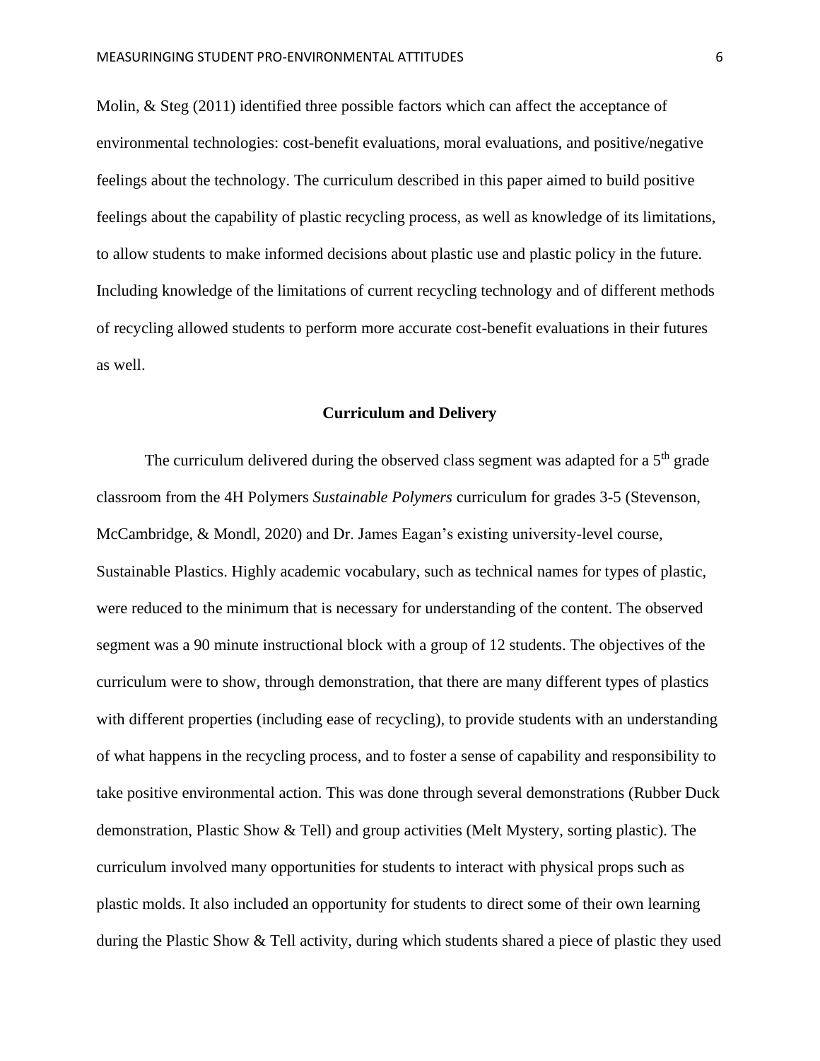Molin, & Steg (2011) identified three possible factors which can affect the acceptance of environmental technologies: cost-benefit evaluations, moral evaluations, and positive/negative feelings about the technology. The curriculum described in this paper aimed to build positive feelings about the capability of plastic recycling process, as well as knowledge of its limitations, to allow students to make informed decisions about plastic use and plastic policy in the future. Including knowledge of the limitations of current recycling technology and of different methods of recycling allowed students to perform more accurate cost-benefit evaluations in their futures as well.

## Curriculum and Delivery

The curriculum delivered during the observed class segment was adapted for a 5th grade classroom from the 4H Polymers *Sustainable Polymers* curriculum for grades 3-5 (Stevenson, McCambridge, & Mondl, 2020) and Dr. James Eagan's existing university-level course, Sustainable Plastics. Highly academic vocabulary, such as technical names for types of plastic, were reduced to the minimum that is necessary for understanding of the content. The observed segment was a 90 minute instructional block with a group of 12 students. The objectives of the curriculum were to show, through demonstration, that there are many different types of plastics with different properties (including ease of recycling), to provide students with an understanding of what happens in the recycling process, and to foster a sense of capability and responsibility to take positive environmental action. This was done through several demonstrations (Rubber Duck demonstration, Plastic Show & Tell) and group activities (Melt Mystery, sorting plastic). The curriculum involved many opportunities for students to interact with physical props such as plastic molds. It also included an opportunity for students to direct some of their own learning during the Plastic Show & Tell activity, during which students shared a piece of plastic they used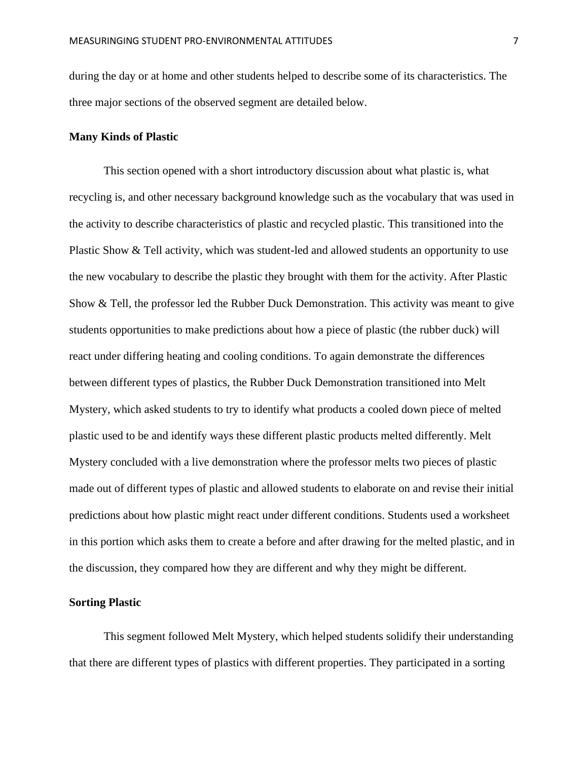during the day or at home and other students helped to describe some of its characteristics. The three major sections of the observed segment are detailed below.

### Many Kinds of Plastic

This section opened with a short introductory discussion about what plastic is, what recycling is, and other necessary background knowledge such as the vocabulary that was used in the activity to describe characteristics of plastic and recycled plastic. This transitioned into the Plastic Show & Tell activity, which was student-led and allowed students an opportunity to use the new vocabulary to describe the plastic they brought with them for the activity. After Plastic Show & Tell, the professor led the Rubber Duck Demonstration. This activity was meant to give students opportunities to make predictions about how a piece of plastic (the rubber duck) will react under differing heating and cooling conditions. To again demonstrate the differences between different types of plastics, the Rubber Duck Demonstration transitioned into Melt Mystery, which asked students to try to identify what products a cooled down piece of melted plastic used to be and identify ways these different plastic products melted differently. Melt Mystery concluded with a live demonstration where the professor melts two pieces of plastic made out of different types of plastic and allowed students to elaborate on and revise their initial predictions about how plastic might react under different conditions. Students used a worksheet in this portion which asks them to create a before and after drawing for the melted plastic, and in the discussion, they compared how they are different and why they might be different.

### Sorting Plastic

This segment followed Melt Mystery, which helped students solidify their understanding that there are different types of plastics with different properties. They participated in a sorting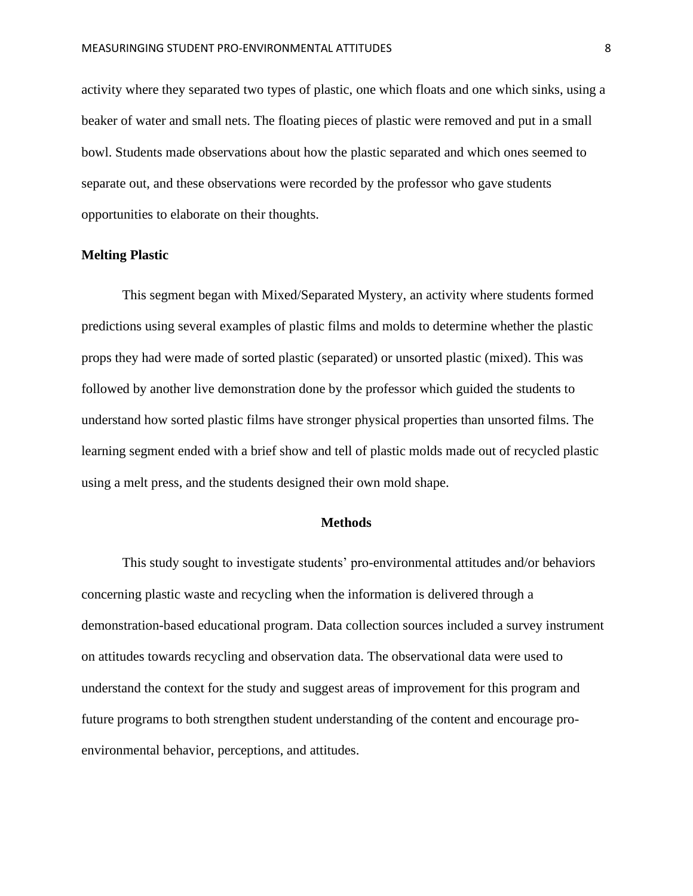activity where they separated two types of plastic, one which floats and one which sinks, using a beaker of water and small nets. The floating pieces of plastic were removed and put in a small bowl. Students made observations about how the plastic separated and which ones seemed to separate out, and these observations were recorded by the professor who gave students opportunities to elaborate on their thoughts.

### Melting Plastic

This segment began with Mixed/Separated Mystery, an activity where students formed predictions using several examples of plastic films and molds to determine whether the plastic props they had were made of sorted plastic (separated) or unsorted plastic (mixed). This was followed by another live demonstration done by the professor which guided the students to understand how sorted plastic films have stronger physical properties than unsorted films. The learning segment ended with a brief show and tell of plastic molds made out of recycled plastic using a melt press, and the students designed their own mold shape.

## Methods

This study sought to investigate students' pro-environmental attitudes and/or behaviors concerning plastic waste and recycling when the information is delivered through a demonstration-based educational program. Data collection sources included a survey instrument on attitudes towards recycling and observation data. The observational data were used to understand the context for the study and suggest areas of improvement for this program and future programs to both strengthen student understanding of the content and encourage pro-environmental behavior, perceptions, and attitudes.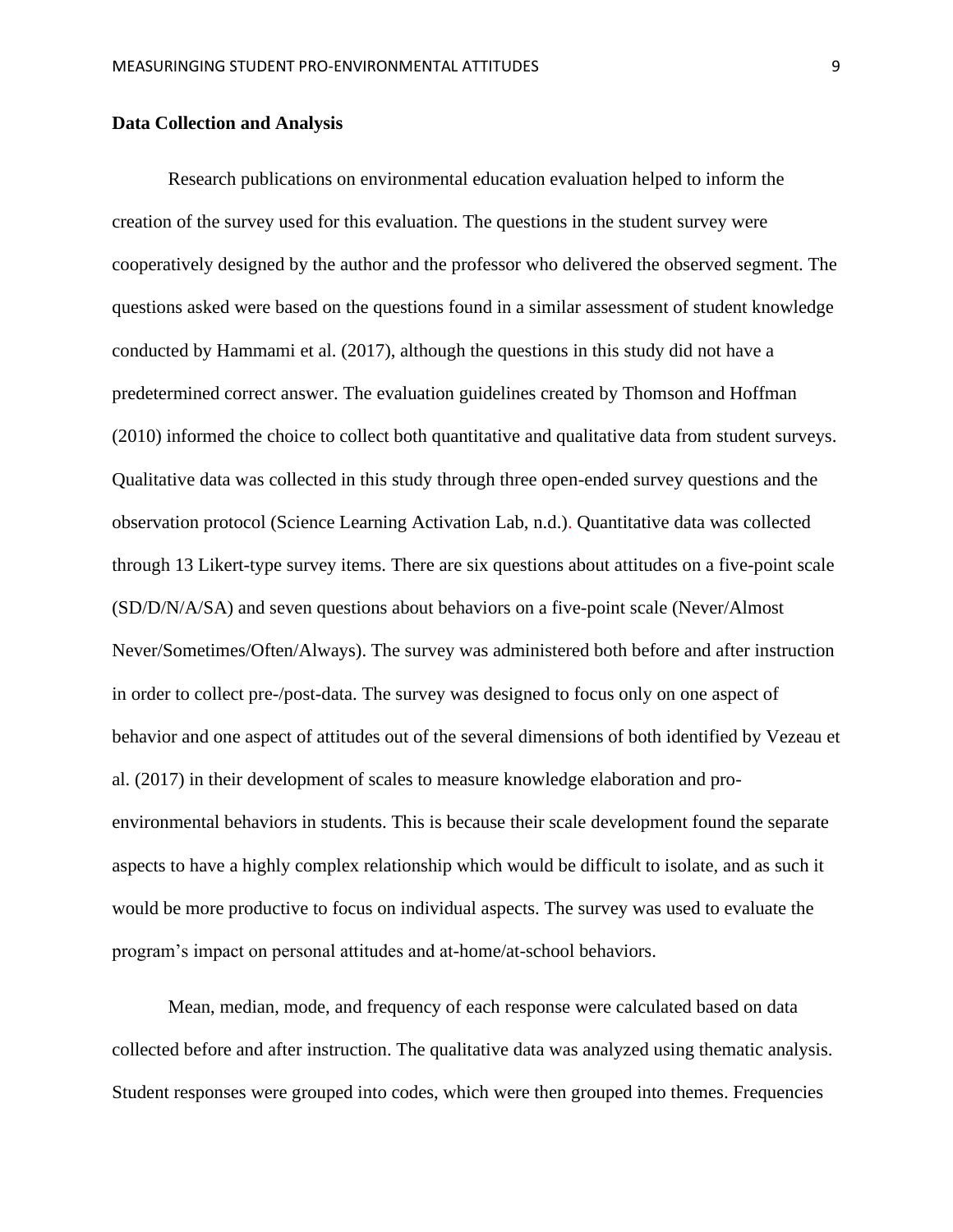**Data Collection and Analysis**

Research publications on environmental education evaluation helped to inform the creation of the survey used for this evaluation. The questions in the student survey were cooperatively designed by the author and the professor who delivered the observed segment. The questions asked were based on the questions found in a similar assessment of student knowledge conducted by Hammami et al. (2017), although the questions in this study did not have a predetermined correct answer. The evaluation guidelines created by Thomson and Hoffman (2010) informed the choice to collect both quantitative and qualitative data from student surveys. Qualitative data was collected in this study through three open-ended survey questions and the observation protocol (Science Learning Activation Lab, n.d.). Quantitative data was collected through 13 Likert-type survey items. There are six questions about attitudes on a five-point scale (SD/D/N/A/SA) and seven questions about behaviors on a five-point scale (Never/Almost Never/Sometimes/Often/Always). The survey was administered both before and after instruction in order to collect pre-/post-data. The survey was designed to focus only on one aspect of behavior and one aspect of attitudes out of the several dimensions of both identified by Vezeau et al. (2017) in their development of scales to measure knowledge elaboration and pro-environmental behaviors in students. This is because their scale development found the separate aspects to have a highly complex relationship which would be difficult to isolate, and as such it would be more productive to focus on individual aspects. The survey was used to evaluate the program's impact on personal attitudes and at-home/at-school behaviors.

Mean, median, mode, and frequency of each response were calculated based on data collected before and after instruction. The qualitative data was analyzed using thematic analysis. Student responses were grouped into codes, which were then grouped into themes. Frequencies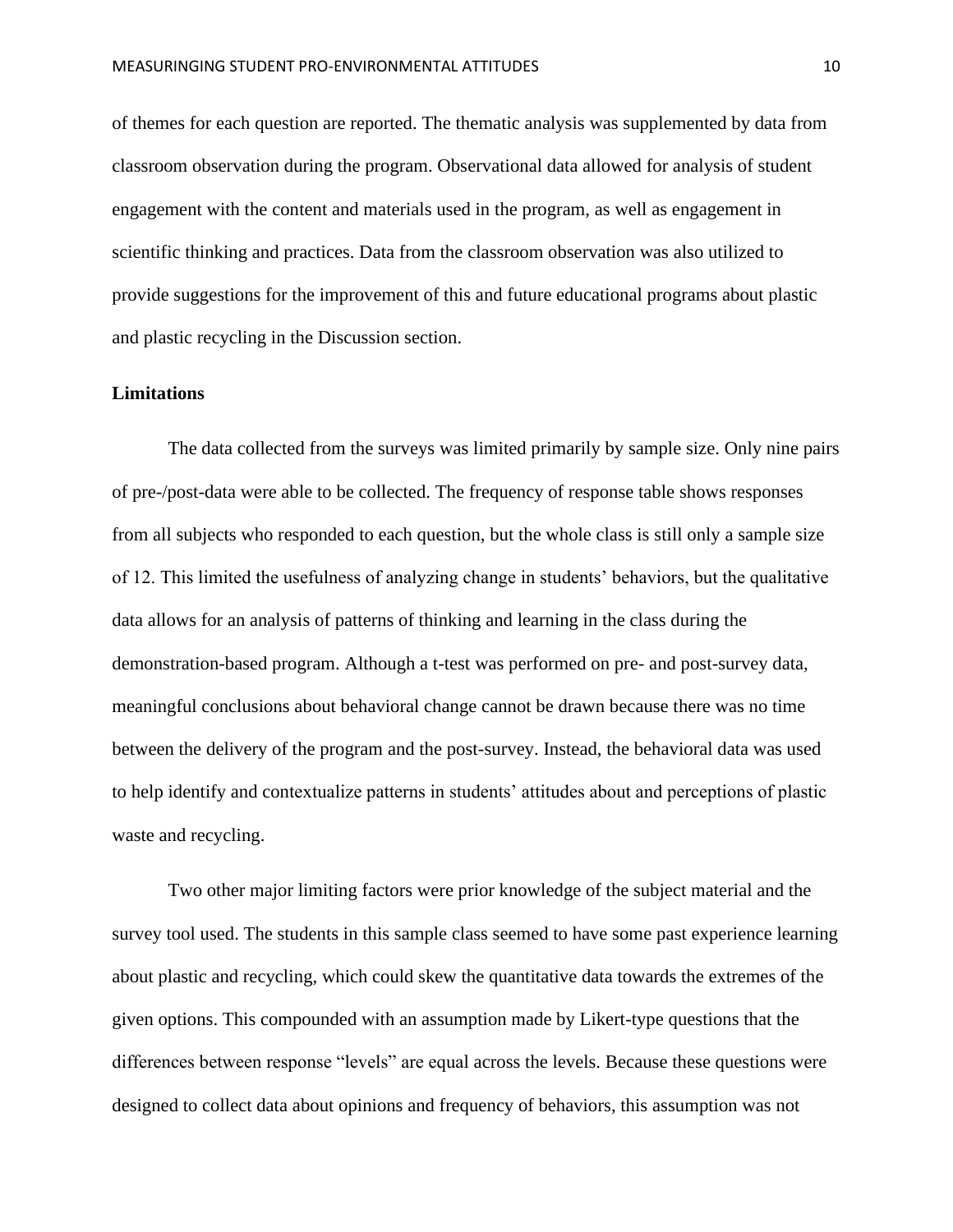of themes for each question are reported. The thematic analysis was supplemented by data from classroom observation during the program. Observational data allowed for analysis of student engagement with the content and materials used in the program, as well as engagement in scientific thinking and practices. Data from the classroom observation was also utilized to provide suggestions for the improvement of this and future educational programs about plastic and plastic recycling in the Discussion section.

**Limitations**

The data collected from the surveys was limited primarily by sample size. Only nine pairs of pre-/post-data were able to be collected. The frequency of response table shows responses from all subjects who responded to each question, but the whole class is still only a sample size of 12. This limited the usefulness of analyzing change in students' behaviors, but the qualitative data allows for an analysis of patterns of thinking and learning in the class during the demonstration-based program. Although a t-test was performed on pre- and post-survey data, meaningful conclusions about behavioral change cannot be drawn because there was no time between the delivery of the program and the post-survey. Instead, the behavioral data was used to help identify and contextualize patterns in students' attitudes about and perceptions of plastic waste and recycling.

Two other major limiting factors were prior knowledge of the subject material and the survey tool used. The students in this sample class seemed to have some past experience learning about plastic and recycling, which could skew the quantitative data towards the extremes of the given options. This compounded with an assumption made by Likert-type questions that the differences between response "levels" are equal across the levels. Because these questions were designed to collect data about opinions and frequency of behaviors, this assumption was not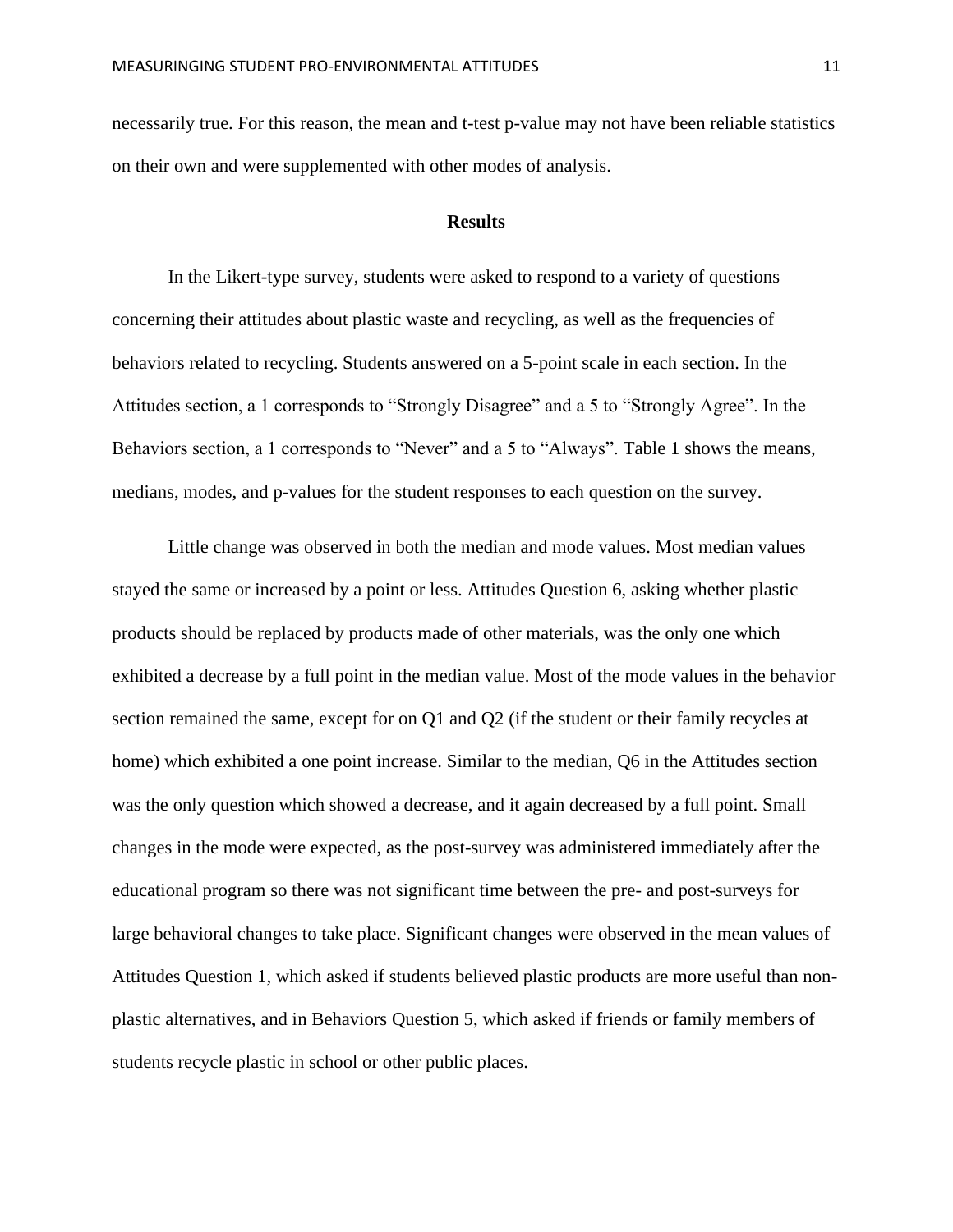necessarily true. For this reason, the mean and t-test p-value may not have been reliable statistics on their own and were supplemented with other modes of analysis.

## Results

In the Likert-type survey, students were asked to respond to a variety of questions concerning their attitudes about plastic waste and recycling, as well as the frequencies of behaviors related to recycling. Students answered on a 5-point scale in each section. In the Attitudes section, a 1 corresponds to "Strongly Disagree" and a 5 to "Strongly Agree". In the Behaviors section, a 1 corresponds to "Never" and a 5 to "Always". Table 1 shows the means, medians, modes, and p-values for the student responses to each question on the survey.

Little change was observed in both the median and mode values. Most median values stayed the same or increased by a point or less. Attitudes Question 6, asking whether plastic products should be replaced by products made of other materials, was the only one which exhibited a decrease by a full point in the median value. Most of the mode values in the behavior section remained the same, except for on Q1 and Q2 (if the student or their family recycles at home) which exhibited a one point increase. Similar to the median, Q6 in the Attitudes section was the only question which showed a decrease, and it again decreased by a full point. Small changes in the mode were expected, as the post-survey was administered immediately after the educational program so there was not significant time between the pre- and post-surveys for large behavioral changes to take place. Significant changes were observed in the mean values of Attitudes Question 1, which asked if students believed plastic products are more useful than non-plastic alternatives, and in Behaviors Question 5, which asked if friends or family members of students recycle plastic in school or other public places.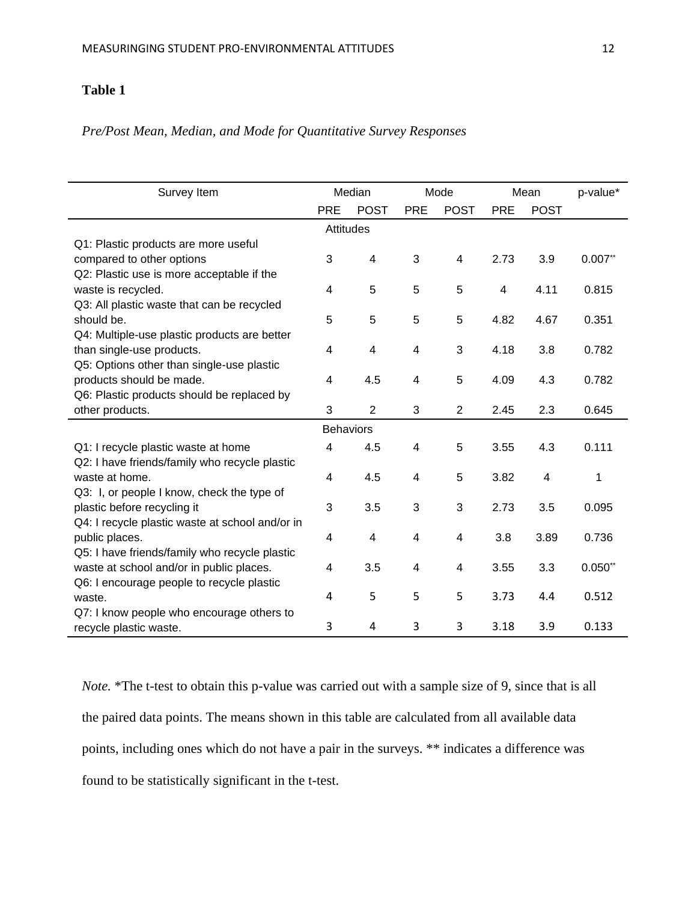**Table 1**

*Pre/Post Mean, Median, and Mode for Quantitative Survey Responses*

| Survey Item | Median | | Mode | | Mean | | p-value* |
|---|---|---|---|---|---|---|---|
| | PRE | POST | PRE | POST | PRE | POST | |
| **Attitudes** | | | | | | | |
| Q1: Plastic products are more useful compared to other options | 3 | 4 | 3 | 4 | 2.73 | 3.9 | 0.007** |
| Q2: Plastic use is more acceptable if the waste is recycled. | 4 | 5 | 5 | 5 | 4 | 4.11 | 0.815 |
| Q3: All plastic waste that can be recycled should be. | 5 | 5 | 5 | 5 | 4.82 | 4.67 | 0.351 |
| Q4: Multiple-use plastic products are better than single-use products. | 4 | 4 | 4 | 3 | 4.18 | 3.8 | 0.782 |
| Q5: Options other than single-use plastic products should be made. | 4 | 4.5 | 4 | 5 | 4.09 | 4.3 | 0.782 |
| Q6: Plastic products should be replaced by other products. | 3 | 2 | 3 | 2 | 2.45 | 2.3 | 0.645 |
| **Behaviors** | | | | | | | |
| Q1: I recycle plastic waste at home | 4 | 4.5 | 4 | 5 | 3.55 | 4.3 | 0.111 |
| Q2: I have friends/family who recycle plastic waste at home. | 4 | 4.5 | 4 | 5 | 3.82 | 4 | 1 |
| Q3: I, or people I know, check the type of plastic before recycling it | 3 | 3.5 | 3 | 3 | 2.73 | 3.5 | 0.095 |
| Q4: I recycle plastic waste at school and/or in public places. | 4 | 4 | 4 | 4 | 3.8 | 3.89 | 0.736 |
| Q5: I have friends/family who recycle plastic waste at school and/or in public places. | 4 | 3.5 | 4 | 4 | 3.55 | 3.3 | 0.050** |
| Q6: I encourage people to recycle plastic waste. | 4 | 5 | 5 | 5 | 3.73 | 4.4 | 0.512 |
| Q7: I know people who encourage others to recycle plastic waste. | 3 | 4 | 3 | 3 | 3.18 | 3.9 | 0.133 |

*Note.* *The t-test to obtain this p-value was carried out with a sample size of 9, since that is all the paired data points. The means shown in this table are calculated from all available data points, including ones which do not have a pair in the surveys. ** indicates a difference was found to be statistically significant in the t-test.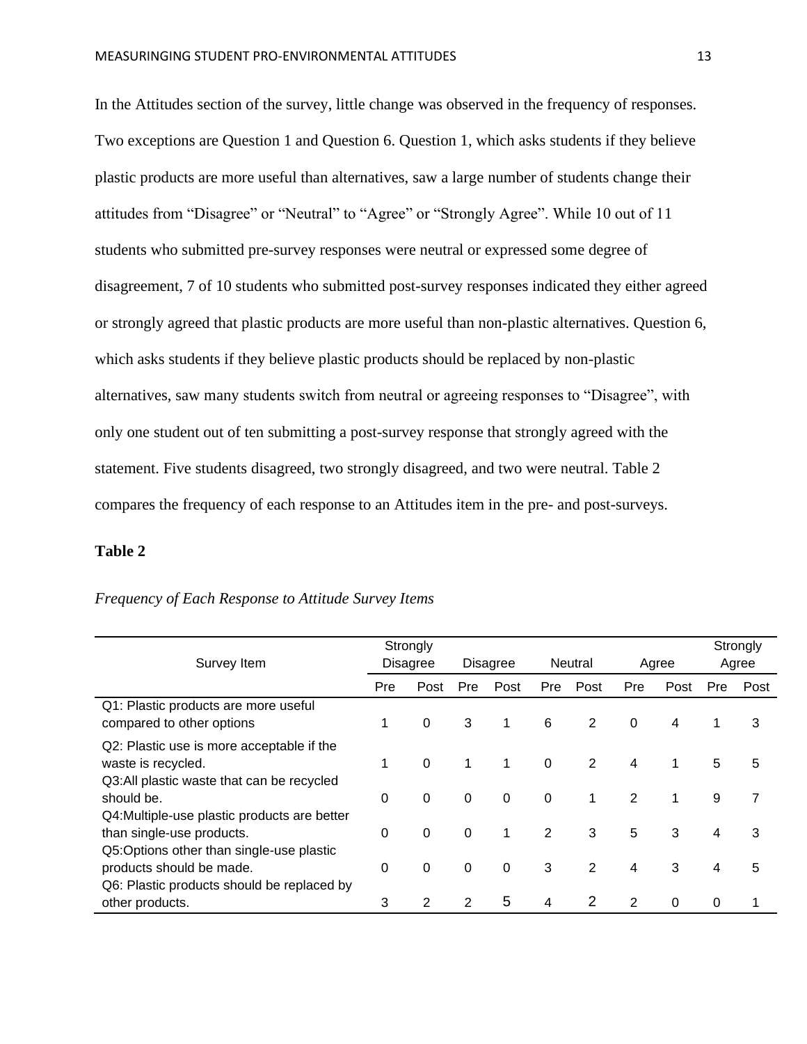In the Attitudes section of the survey, little change was observed in the frequency of responses. Two exceptions are Question 1 and Question 6. Question 1, which asks students if they believe plastic products are more useful than alternatives, saw a large number of students change their attitudes from "Disagree" or "Neutral" to "Agree" or "Strongly Agree". While 10 out of 11 students who submitted pre-survey responses were neutral or expressed some degree of disagreement, 7 of 10 students who submitted post-survey responses indicated they either agreed or strongly agreed that plastic products are more useful than non-plastic alternatives. Question 6, which asks students if they believe plastic products should be replaced by non-plastic alternatives, saw many students switch from neutral or agreeing responses to "Disagree", with only one student out of ten submitting a post-survey response that strongly agreed with the statement. Five students disagreed, two strongly disagreed, and two were neutral. Table 2 compares the frequency of each response to an Attitudes item in the pre- and post-surveys.

**Table 2**

*Frequency of Each Response to Attitude Survey Items*

| Survey Item | Strongly Disagree | | Disagree | | Neutral | | Agree | | Strongly Agree | |
|---|---|---|---|---|---|---|---|---|---|---|
| | Pre | Post | Pre | Post | Pre | Post | Pre | Post | Pre | Post |
| Q1: Plastic products are more useful compared to other options | 1 | 0 | 3 | 1 | 6 | 2 | 0 | 4 | 1 | 3 |
| Q2: Plastic use is more acceptable if the waste is recycled. | 1 | 0 | 1 | 1 | 0 | 2 | 4 | 1 | 5 | 5 |
| Q3:All plastic waste that can be recycled should be. | 0 | 0 | 0 | 0 | 0 | 1 | 2 | 1 | 9 | 7 |
| Q4:Multiple-use plastic products are better than single-use products. | 0 | 0 | 0 | 1 | 2 | 3 | 5 | 3 | 4 | 3 |
| Q5:Options other than single-use plastic products should be made. | 0 | 0 | 0 | 0 | 3 | 2 | 4 | 3 | 4 | 5 |
| Q6: Plastic products should be replaced by other products. | 3 | 2 | 2 | 5 | 4 | 2 | 2 | 0 | 0 | 1 |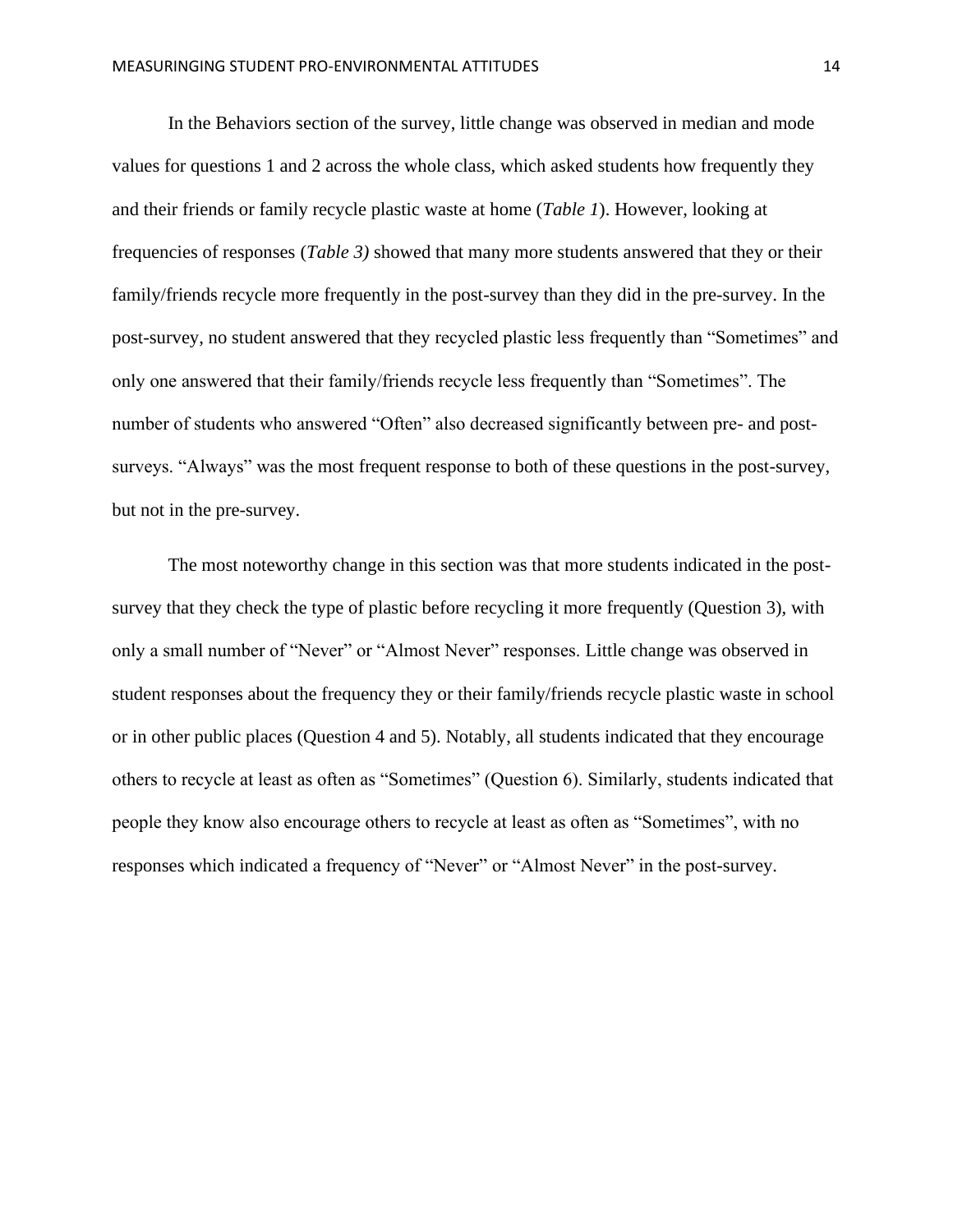In the Behaviors section of the survey, little change was observed in median and mode values for questions 1 and 2 across the whole class, which asked students how frequently they and their friends or family recycle plastic waste at home (*Table 1*). However, looking at frequencies of responses (*Table 3)* showed that many more students answered that they or their family/friends recycle more frequently in the post-survey than they did in the pre-survey. In the post-survey, no student answered that they recycled plastic less frequently than “Sometimes” and only one answered that their family/friends recycle less frequently than “Sometimes”. The number of students who answered “Often” also decreased significantly between pre- and post-surveys. “Always” was the most frequent response to both of these questions in the post-survey, but not in the pre-survey.

The most noteworthy change in this section was that more students indicated in the post-survey that they check the type of plastic before recycling it more frequently (Question 3), with only a small number of “Never” or “Almost Never” responses. Little change was observed in student responses about the frequency they or their family/friends recycle plastic waste in school or in other public places (Question 4 and 5). Notably, all students indicated that they encourage others to recycle at least as often as “Sometimes” (Question 6). Similarly, students indicated that people they know also encourage others to recycle at least as often as “Sometimes”, with no responses which indicated a frequency of “Never” or “Almost Never” in the post-survey.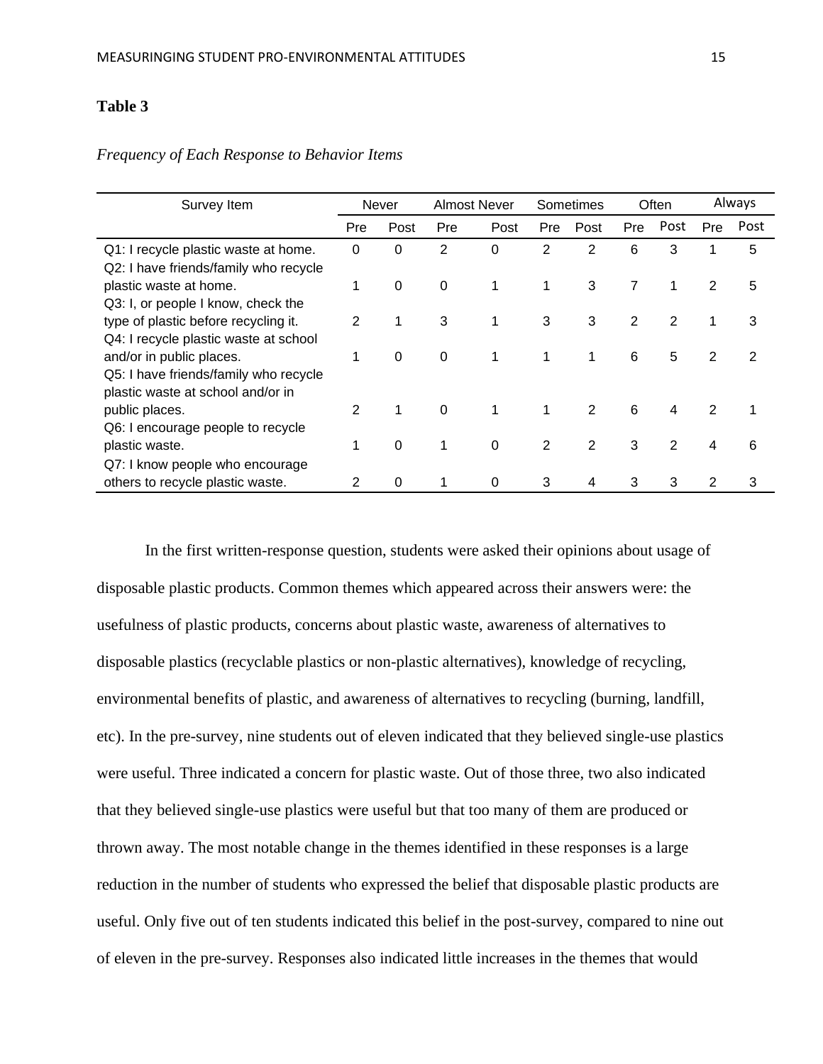**Table 3**

*Frequency of Each Response to Behavior Items*

| Survey Item | Never | | Almost Never | | Sometimes | | Often | | Always | |
|---|---|---|---|---|---|---|---|---|---|---|
| | Pre | Post | Pre | Post | Pre | Post | Pre | Post | Pre | Post |
| Q1: I recycle plastic waste at home. | 0 | 0 | 2 | 0 | 2 | 2 | 6 | 3 | 1 | 5 |
| Q2: I have friends/family who recycle plastic waste at home. | 1 | 0 | 0 | 1 | 1 | 3 | 7 | 1 | 2 | 5 |
| Q3: I, or people I know, check the type of plastic before recycling it. | 2 | 1 | 3 | 1 | 3 | 3 | 2 | 2 | 1 | 3 |
| Q4: I recycle plastic waste at school and/or in public places. | 1 | 0 | 0 | 1 | 1 | 1 | 6 | 5 | 2 | 2 |
| Q5: I have friends/family who recycle plastic waste at school and/or in public places. | 2 | 1 | 0 | 1 | 1 | 2 | 6 | 4 | 2 | 1 |
| Q6: I encourage people to recycle plastic waste. | 1 | 0 | 1 | 0 | 2 | 2 | 3 | 2 | 4 | 6 |
| Q7: I know people who encourage others to recycle plastic waste. | 2 | 0 | 1 | 0 | 3 | 4 | 3 | 3 | 2 | 3 |

In the first written-response question, students were asked their opinions about usage of disposable plastic products. Common themes which appeared across their answers were: the usefulness of plastic products, concerns about plastic waste, awareness of alternatives to disposable plastics (recyclable plastics or non-plastic alternatives), knowledge of recycling, environmental benefits of plastic, and awareness of alternatives to recycling (burning, landfill, etc). In the pre-survey, nine students out of eleven indicated that they believed single-use plastics were useful. Three indicated a concern for plastic waste. Out of those three, two also indicated that they believed single-use plastics were useful but that too many of them are produced or thrown away. The most notable change in the themes identified in these responses is a large reduction in the number of students who expressed the belief that disposable plastic products are useful. Only five out of ten students indicated this belief in the post-survey, compared to nine out of eleven in the pre-survey. Responses also indicated little increases in the themes that would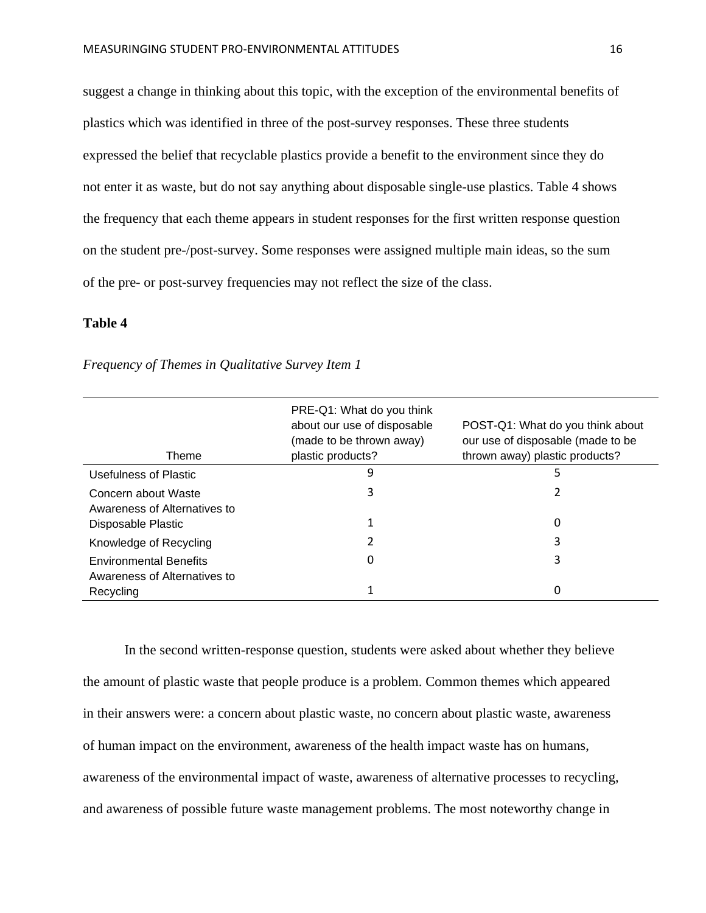suggest a change in thinking about this topic, with the exception of the environmental benefits of plastics which was identified in three of the post-survey responses. These three students expressed the belief that recyclable plastics provide a benefit to the environment since they do not enter it as waste, but do not say anything about disposable single-use plastics. Table 4 shows the frequency that each theme appears in student responses for the first written response question on the student pre-/post-survey. Some responses were assigned multiple main ideas, so the sum of the pre- or post-survey frequencies may not reflect the size of the class.

**Table 4**

*Frequency of Themes in Qualitative Survey Item 1*

| Theme | PRE-Q1: What do you think about our use of disposable (made to be thrown away) plastic products? | POST-Q1: What do you think about our use of disposable (made to be thrown away) plastic products? |
|---|---|---|
| Usefulness of Plastic | 9 | 5 |
| Concern about Waste | 3 | 2 |
| Awareness of Alternatives to Disposable Plastic | 1 | 0 |
| Knowledge of Recycling | 2 | 3 |
| Environmental Benefits | 0 | 3 |
| Awareness of Alternatives to Recycling | 1 | 0 |

In the second written-response question, students were asked about whether they believe the amount of plastic waste that people produce is a problem. Common themes which appeared in their answers were: a concern about plastic waste, no concern about plastic waste, awareness of human impact on the environment, awareness of the health impact waste has on humans, awareness of the environmental impact of waste, awareness of alternative processes to recycling, and awareness of possible future waste management problems. The most noteworthy change in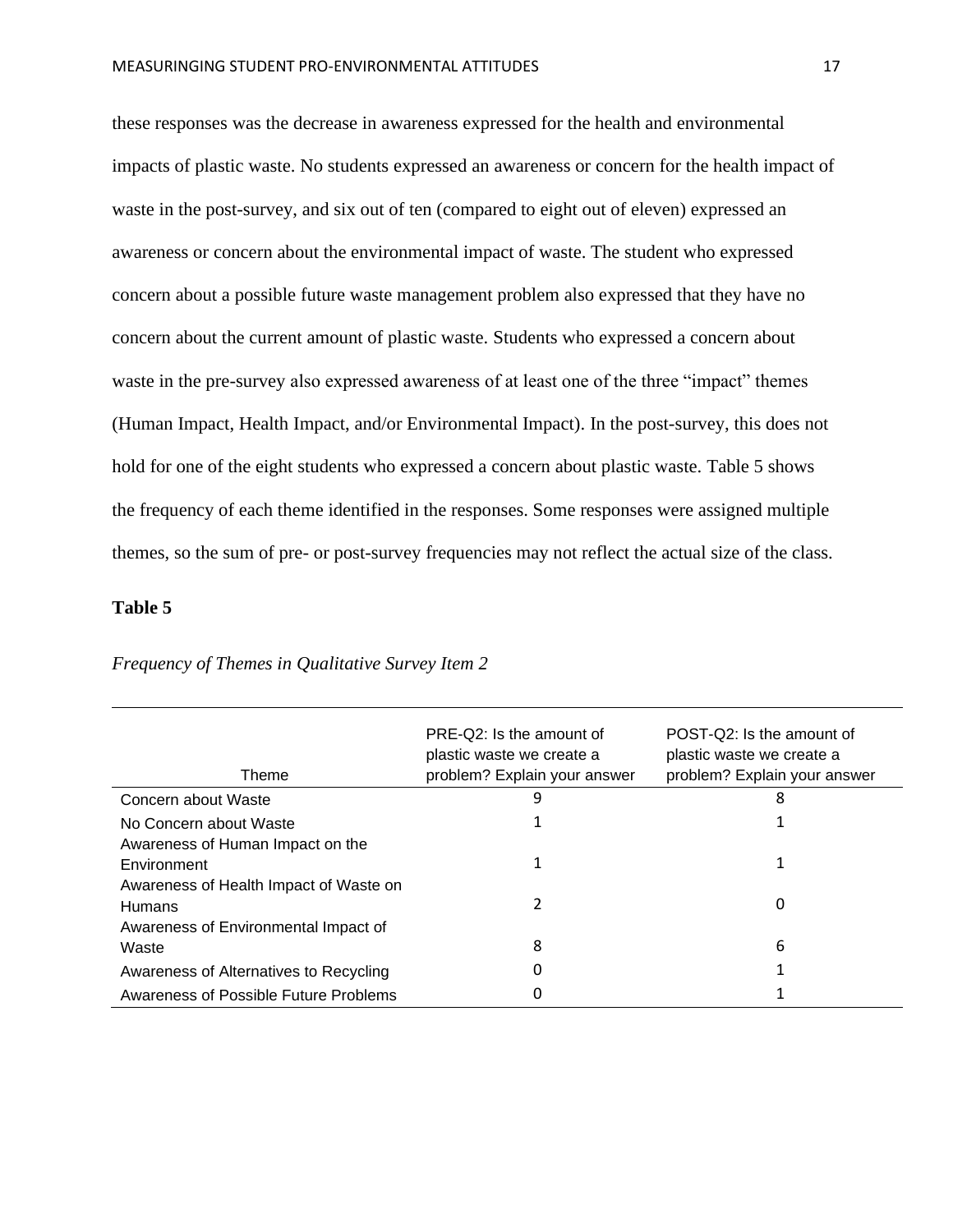these responses was the decrease in awareness expressed for the health and environmental impacts of plastic waste. No students expressed an awareness or concern for the health impact of waste in the post-survey, and six out of ten (compared to eight out of eleven) expressed an awareness or concern about the environmental impact of waste. The student who expressed concern about a possible future waste management problem also expressed that they have no concern about the current amount of plastic waste. Students who expressed a concern about waste in the pre-survey also expressed awareness of at least one of the three "impact" themes (Human Impact, Health Impact, and/or Environmental Impact). In the post-survey, this does not hold for one of the eight students who expressed a concern about plastic waste. Table 5 shows the frequency of each theme identified in the responses. Some responses were assigned multiple themes, so the sum of pre- or post-survey frequencies may not reflect the actual size of the class.

**Table 5**

*Frequency of Themes in Qualitative Survey Item 2*

| Theme | PRE-Q2: Is the amount of plastic waste we create a problem? Explain your answer | POST-Q2: Is the amount of plastic waste we create a problem? Explain your answer |
|---|---|---|
| Concern about Waste | 9 | 8 |
| No Concern about Waste | 1 | 1 |
| Awareness of Human Impact on the Environment | 1 | 1 |
| Awareness of Health Impact of Waste on Humans | 2 | 0 |
| Awareness of Environmental Impact of Waste | 8 | 6 |
| Awareness of Alternatives to Recycling | 0 | 1 |
| Awareness of Possible Future Problems | 0 | 1 |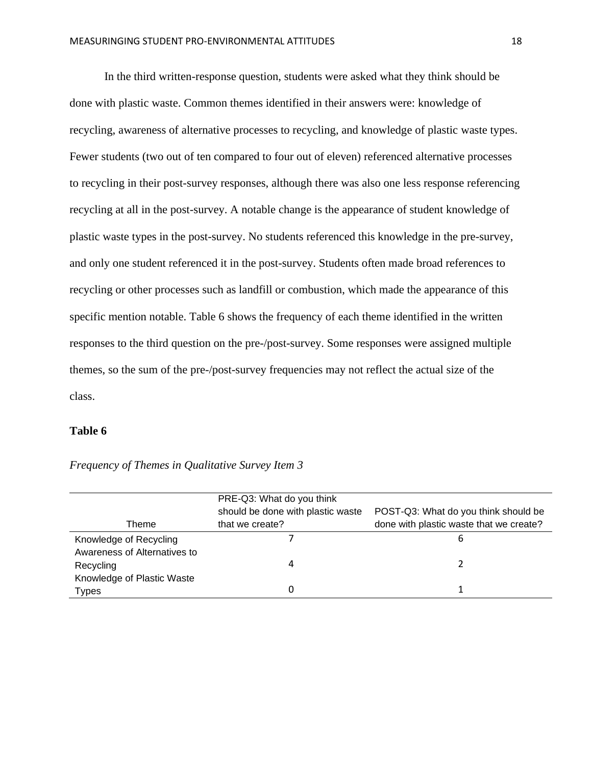In the third written-response question, students were asked what they think should be done with plastic waste. Common themes identified in their answers were: knowledge of recycling, awareness of alternative processes to recycling, and knowledge of plastic waste types. Fewer students (two out of ten compared to four out of eleven) referenced alternative processes to recycling in their post-survey responses, although there was also one less response referencing recycling at all in the post-survey. A notable change is the appearance of student knowledge of plastic waste types in the post-survey. No students referenced this knowledge in the pre-survey, and only one student referenced it in the post-survey. Students often made broad references to recycling or other processes such as landfill or combustion, which made the appearance of this specific mention notable. Table 6 shows the frequency of each theme identified in the written responses to the third question on the pre-/post-survey. Some responses were assigned multiple themes, so the sum of the pre-/post-survey frequencies may not reflect the actual size of the class.

**Table 6**

*Frequency of Themes in Qualitative Survey Item 3*

| Theme | PRE-Q3: What do you think should be done with plastic waste that we create? | POST-Q3: What do you think should be done with plastic waste that we create? |
|---|---|---|
| Knowledge of Recycling | 7 | 6 |
| Awareness of Alternatives to Recycling | 4 | 2 |
| Knowledge of Plastic Waste Types | 0 | 1 |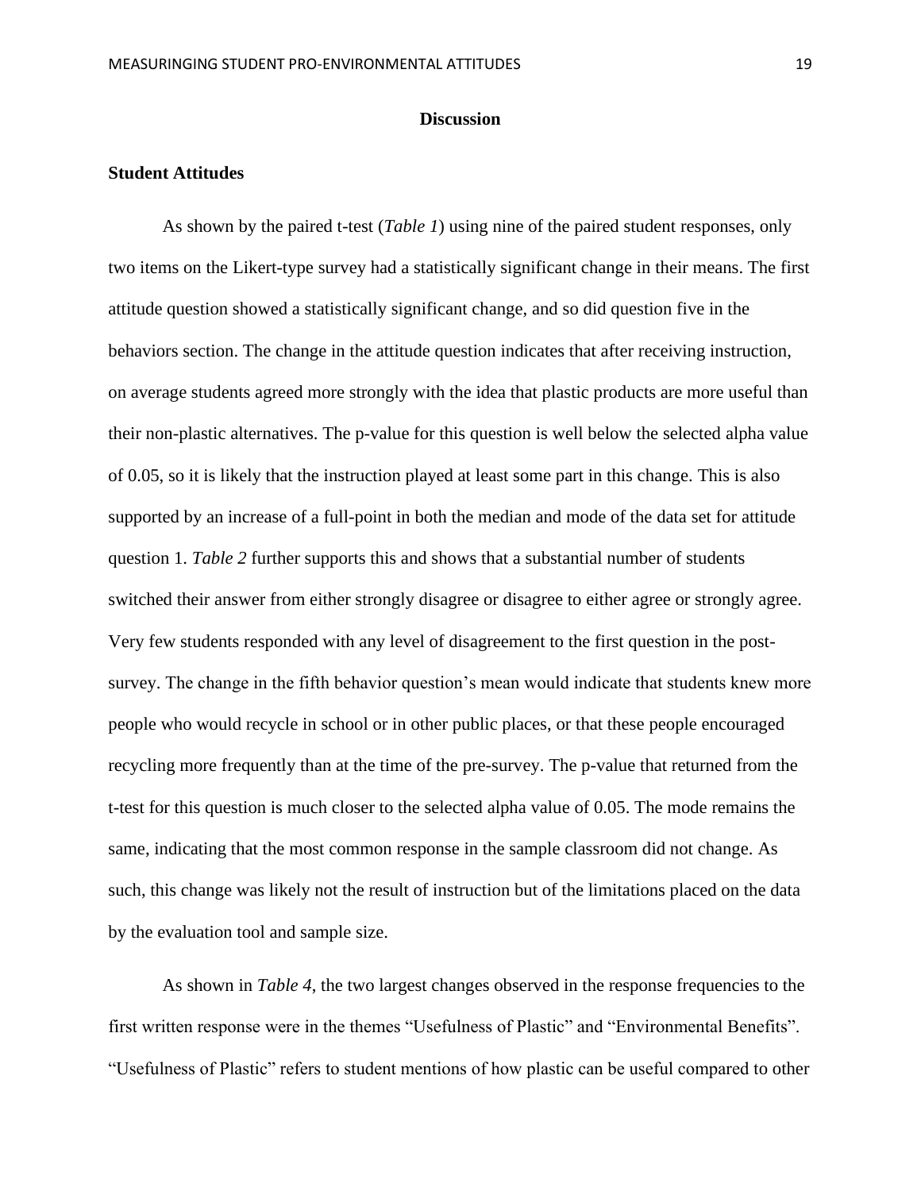## Discussion

### Student Attitudes

As shown by the paired t-test (*Table 1*) using nine of the paired student responses, only two items on the Likert-type survey had a statistically significant change in their means. The first attitude question showed a statistically significant change, and so did question five in the behaviors section. The change in the attitude question indicates that after receiving instruction, on average students agreed more strongly with the idea that plastic products are more useful than their non-plastic alternatives. The p-value for this question is well below the selected alpha value of 0.05, so it is likely that the instruction played at least some part in this change. This is also supported by an increase of a full-point in both the median and mode of the data set for attitude question 1. *Table 2* further supports this and shows that a substantial number of students switched their answer from either strongly disagree or disagree to either agree or strongly agree. Very few students responded with any level of disagreement to the first question in the post-survey. The change in the fifth behavior question's mean would indicate that students knew more people who would recycle in school or in other public places, or that these people encouraged recycling more frequently than at the time of the pre-survey. The p-value that returned from the t-test for this question is much closer to the selected alpha value of 0.05. The mode remains the same, indicating that the most common response in the sample classroom did not change. As such, this change was likely not the result of instruction but of the limitations placed on the data by the evaluation tool and sample size.

As shown in *Table 4*, the two largest changes observed in the response frequencies to the first written response were in the themes "Usefulness of Plastic" and "Environmental Benefits". "Usefulness of Plastic" refers to student mentions of how plastic can be useful compared to other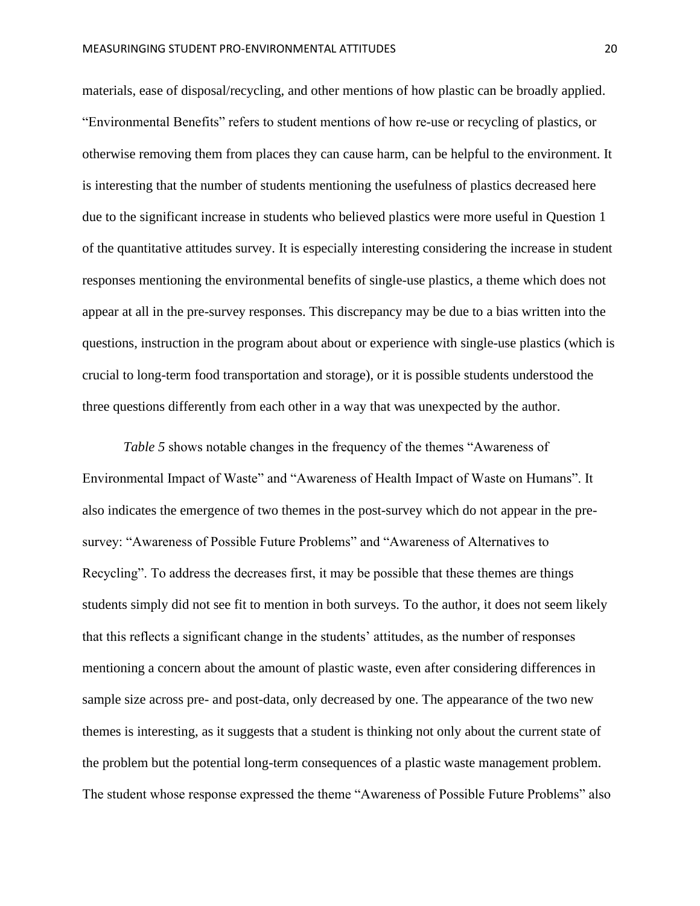materials, ease of disposal/recycling, and other mentions of how plastic can be broadly applied. “Environmental Benefits” refers to student mentions of how re-use or recycling of plastics, or otherwise removing them from places they can cause harm, can be helpful to the environment. It is interesting that the number of students mentioning the usefulness of plastics decreased here due to the significant increase in students who believed plastics were more useful in Question 1 of the quantitative attitudes survey. It is especially interesting considering the increase in student responses mentioning the environmental benefits of single-use plastics, a theme which does not appear at all in the pre-survey responses. This discrepancy may be due to a bias written into the questions, instruction in the program about about or experience with single-use plastics (which is crucial to long-term food transportation and storage), or it is possible students understood the three questions differently from each other in a way that was unexpected by the author.

*Table 5* shows notable changes in the frequency of the themes “Awareness of Environmental Impact of Waste” and “Awareness of Health Impact of Waste on Humans”. It also indicates the emergence of two themes in the post-survey which do not appear in the pre-survey: “Awareness of Possible Future Problems” and “Awareness of Alternatives to Recycling”. To address the decreases first, it may be possible that these themes are things students simply did not see fit to mention in both surveys. To the author, it does not seem likely that this reflects a significant change in the students’ attitudes, as the number of responses mentioning a concern about the amount of plastic waste, even after considering differences in sample size across pre- and post-data, only decreased by one. The appearance of the two new themes is interesting, as it suggests that a student is thinking not only about the current state of the problem but the potential long-term consequences of a plastic waste management problem. The student whose response expressed the theme “Awareness of Possible Future Problems” also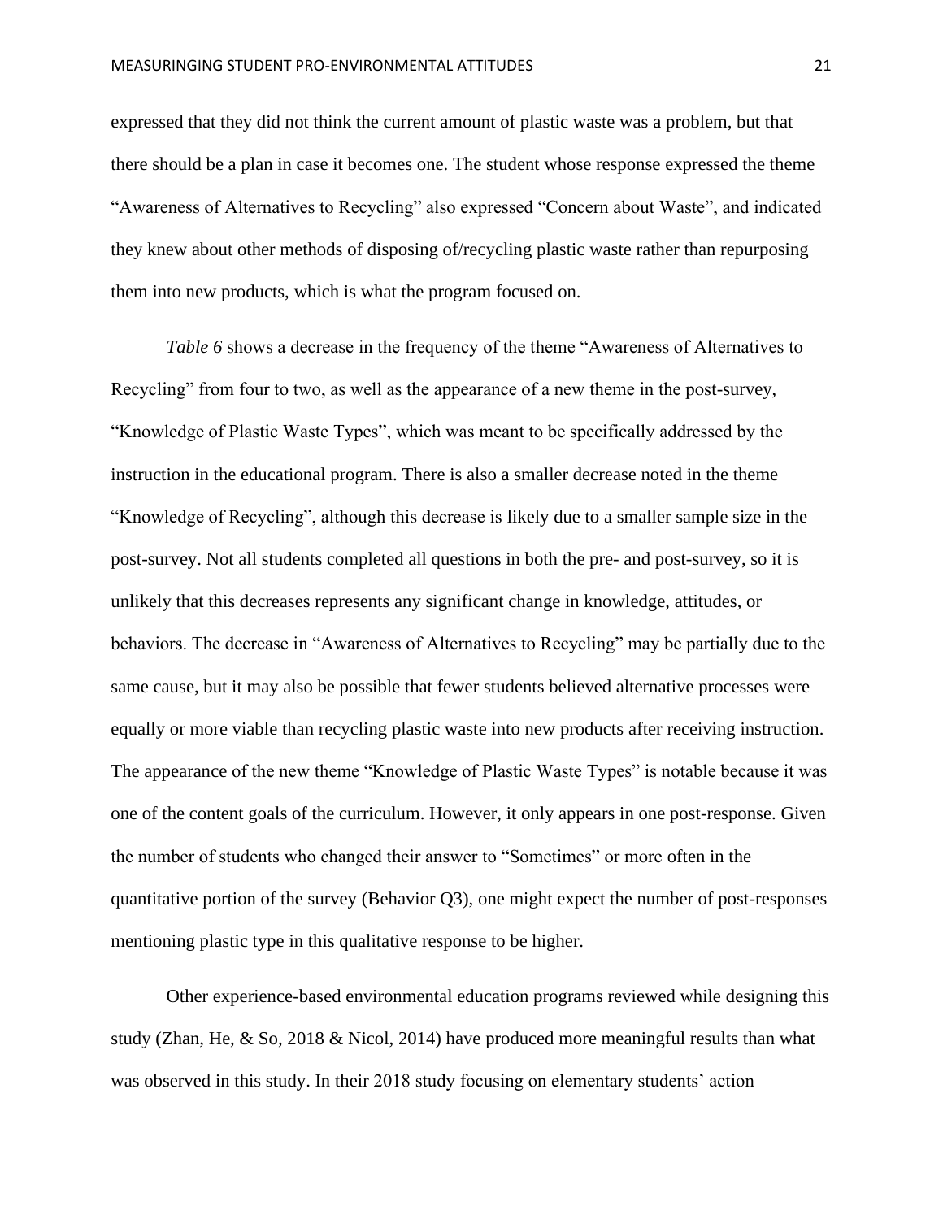expressed that they did not think the current amount of plastic waste was a problem, but that there should be a plan in case it becomes one. The student whose response expressed the theme "Awareness of Alternatives to Recycling" also expressed "Concern about Waste", and indicated they knew about other methods of disposing of/recycling plastic waste rather than repurposing them into new products, which is what the program focused on.

*Table 6* shows a decrease in the frequency of the theme "Awareness of Alternatives to Recycling" from four to two, as well as the appearance of a new theme in the post-survey, "Knowledge of Plastic Waste Types", which was meant to be specifically addressed by the instruction in the educational program. There is also a smaller decrease noted in the theme "Knowledge of Recycling", although this decrease is likely due to a smaller sample size in the post-survey. Not all students completed all questions in both the pre- and post-survey, so it is unlikely that this decreases represents any significant change in knowledge, attitudes, or behaviors. The decrease in "Awareness of Alternatives to Recycling" may be partially due to the same cause, but it may also be possible that fewer students believed alternative processes were equally or more viable than recycling plastic waste into new products after receiving instruction. The appearance of the new theme "Knowledge of Plastic Waste Types" is notable because it was one of the content goals of the curriculum. However, it only appears in one post-response. Given the number of students who changed their answer to "Sometimes" or more often in the quantitative portion of the survey (Behavior Q3), one might expect the number of post-responses mentioning plastic type in this qualitative response to be higher.

Other experience-based environmental education programs reviewed while designing this study (Zhan, He, & So, 2018 & Nicol, 2014) have produced more meaningful results than what was observed in this study. In their 2018 study focusing on elementary students' action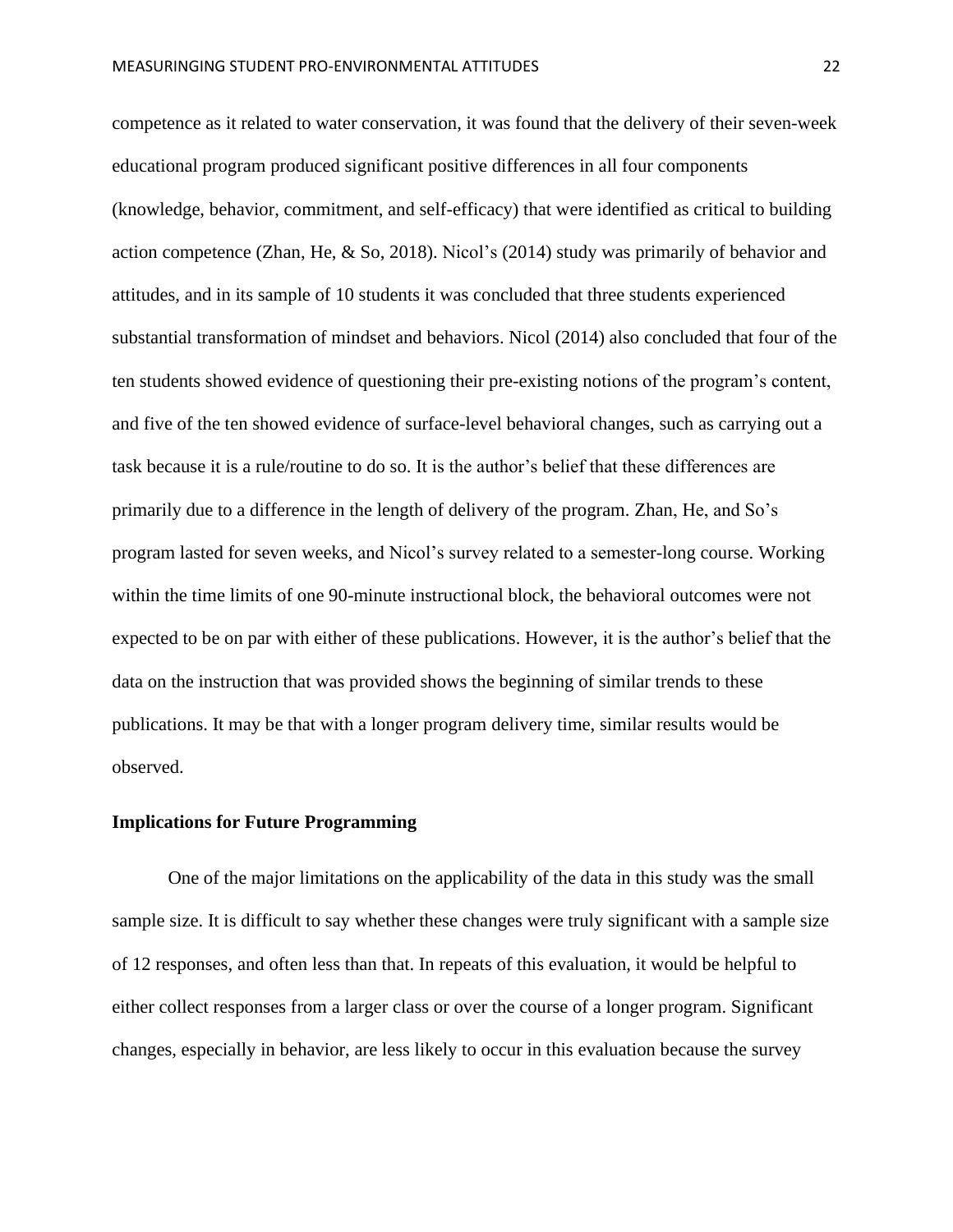competence as it related to water conservation, it was found that the delivery of their seven-week educational program produced significant positive differences in all four components (knowledge, behavior, commitment, and self-efficacy) that were identified as critical to building action competence (Zhan, He, & So, 2018). Nicol's (2014) study was primarily of behavior and attitudes, and in its sample of 10 students it was concluded that three students experienced substantial transformation of mindset and behaviors. Nicol (2014) also concluded that four of the ten students showed evidence of questioning their pre-existing notions of the program's content, and five of the ten showed evidence of surface-level behavioral changes, such as carrying out a task because it is a rule/routine to do so. It is the author's belief that these differences are primarily due to a difference in the length of delivery of the program. Zhan, He, and So's program lasted for seven weeks, and Nicol's survey related to a semester-long course. Working within the time limits of one 90-minute instructional block, the behavioral outcomes were not expected to be on par with either of these publications. However, it is the author's belief that the data on the instruction that was provided shows the beginning of similar trends to these publications. It may be that with a longer program delivery time, similar results would be observed.

**Implications for Future Programming**

One of the major limitations on the applicability of the data in this study was the small sample size. It is difficult to say whether these changes were truly significant with a sample size of 12 responses, and often less than that. In repeats of this evaluation, it would be helpful to either collect responses from a larger class or over the course of a longer program. Significant changes, especially in behavior, are less likely to occur in this evaluation because the survey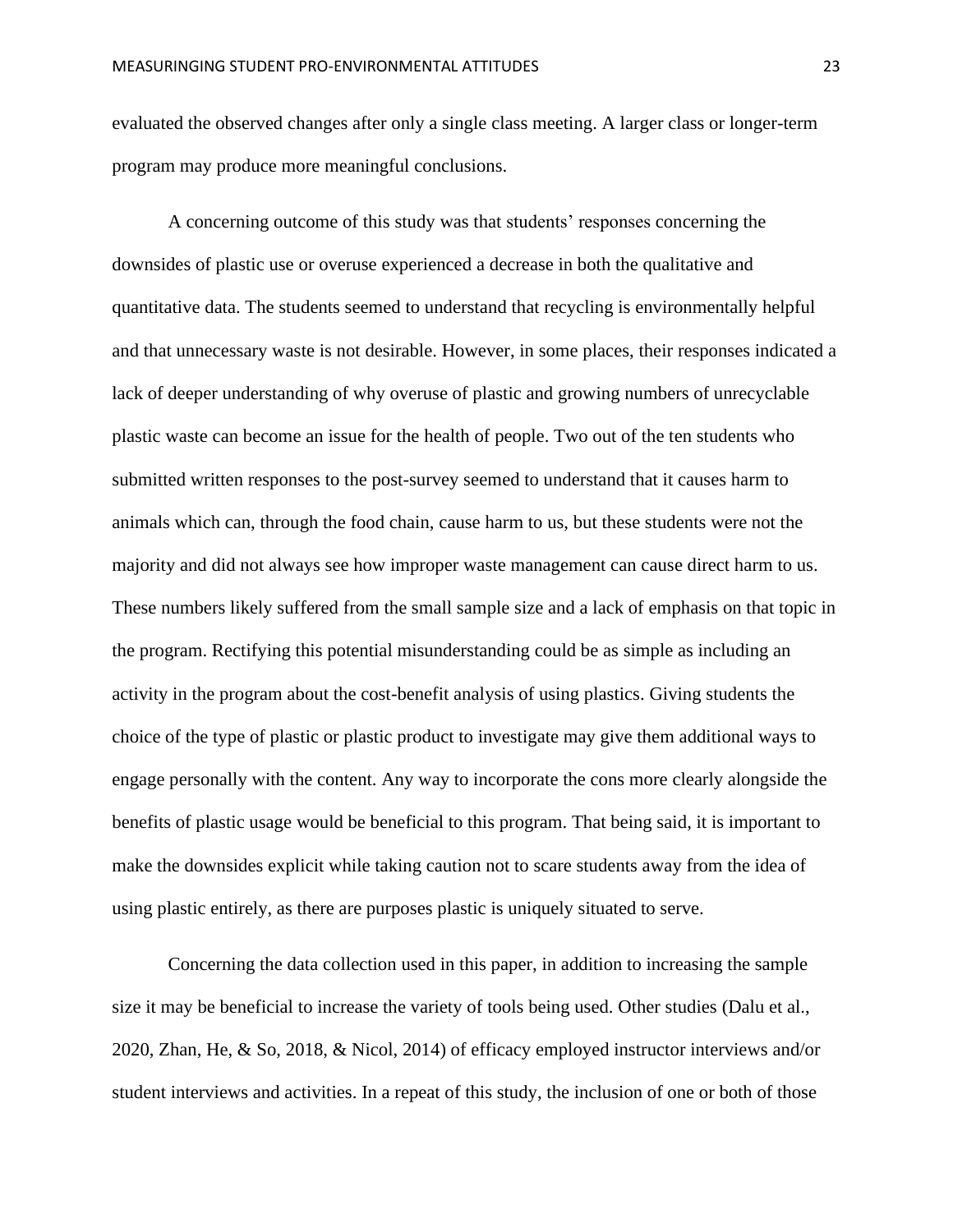evaluated the observed changes after only a single class meeting. A larger class or longer-term program may produce more meaningful conclusions.

A concerning outcome of this study was that students' responses concerning the downsides of plastic use or overuse experienced a decrease in both the qualitative and quantitative data. The students seemed to understand that recycling is environmentally helpful and that unnecessary waste is not desirable. However, in some places, their responses indicated a lack of deeper understanding of why overuse of plastic and growing numbers of unrecyclable plastic waste can become an issue for the health of people. Two out of the ten students who submitted written responses to the post-survey seemed to understand that it causes harm to animals which can, through the food chain, cause harm to us, but these students were not the majority and did not always see how improper waste management can cause direct harm to us. These numbers likely suffered from the small sample size and a lack of emphasis on that topic in the program. Rectifying this potential misunderstanding could be as simple as including an activity in the program about the cost-benefit analysis of using plastics. Giving students the choice of the type of plastic or plastic product to investigate may give them additional ways to engage personally with the content. Any way to incorporate the cons more clearly alongside the benefits of plastic usage would be beneficial to this program. That being said, it is important to make the downsides explicit while taking caution not to scare students away from the idea of using plastic entirely, as there are purposes plastic is uniquely situated to serve.

Concerning the data collection used in this paper, in addition to increasing the sample size it may be beneficial to increase the variety of tools being used. Other studies (Dalu et al., 2020, Zhan, He, & So, 2018, & Nicol, 2014) of efficacy employed instructor interviews and/or student interviews and activities. In a repeat of this study, the inclusion of one or both of those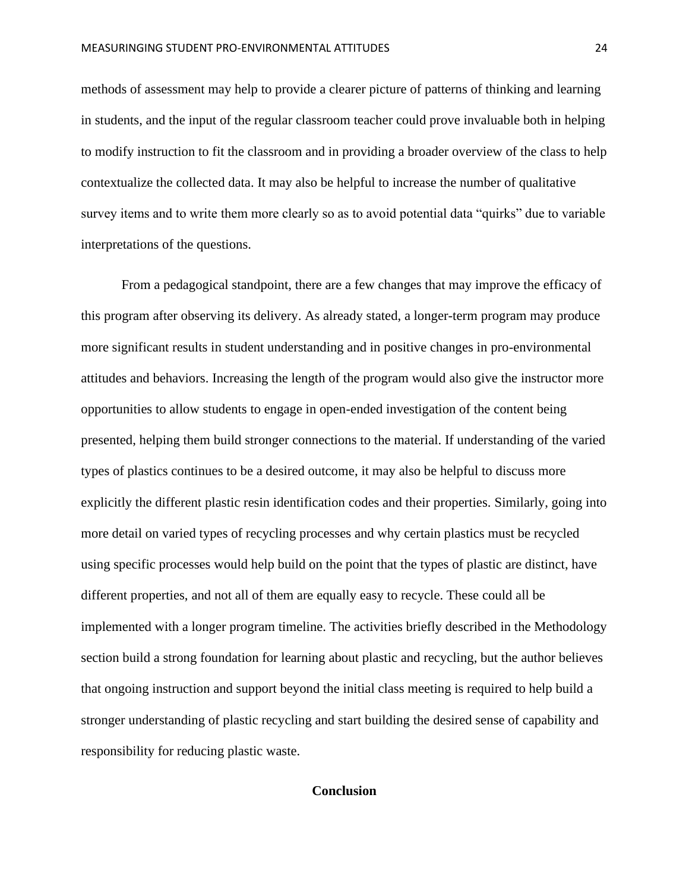methods of assessment may help to provide a clearer picture of patterns of thinking and learning in students, and the input of the regular classroom teacher could prove invaluable both in helping to modify instruction to fit the classroom and in providing a broader overview of the class to help contextualize the collected data. It may also be helpful to increase the number of qualitative survey items and to write them more clearly so as to avoid potential data "quirks" due to variable interpretations of the questions.

From a pedagogical standpoint, there are a few changes that may improve the efficacy of this program after observing its delivery. As already stated, a longer-term program may produce more significant results in student understanding and in positive changes in pro-environmental attitudes and behaviors. Increasing the length of the program would also give the instructor more opportunities to allow students to engage in open-ended investigation of the content being presented, helping them build stronger connections to the material. If understanding of the varied types of plastics continues to be a desired outcome, it may also be helpful to discuss more explicitly the different plastic resin identification codes and their properties. Similarly, going into more detail on varied types of recycling processes and why certain plastics must be recycled using specific processes would help build on the point that the types of plastic are distinct, have different properties, and not all of them are equally easy to recycle. These could all be implemented with a longer program timeline. The activities briefly described in the Methodology section build a strong foundation for learning about plastic and recycling, but the author believes that ongoing instruction and support beyond the initial class meeting is required to help build a stronger understanding of plastic recycling and start building the desired sense of capability and responsibility for reducing plastic waste.

## Conclusion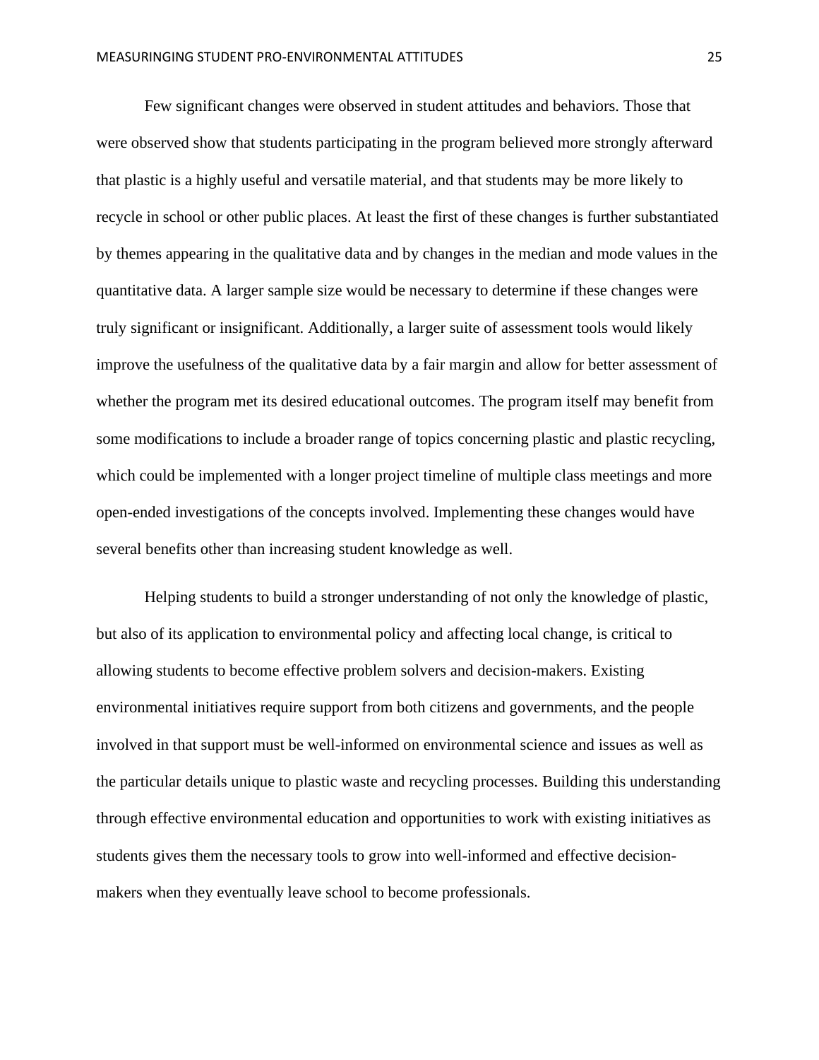Few significant changes were observed in student attitudes and behaviors. Those that were observed show that students participating in the program believed more strongly afterward that plastic is a highly useful and versatile material, and that students may be more likely to recycle in school or other public places. At least the first of these changes is further substantiated by themes appearing in the qualitative data and by changes in the median and mode values in the quantitative data. A larger sample size would be necessary to determine if these changes were truly significant or insignificant. Additionally, a larger suite of assessment tools would likely improve the usefulness of the qualitative data by a fair margin and allow for better assessment of whether the program met its desired educational outcomes. The program itself may benefit from some modifications to include a broader range of topics concerning plastic and plastic recycling, which could be implemented with a longer project timeline of multiple class meetings and more open-ended investigations of the concepts involved. Implementing these changes would have several benefits other than increasing student knowledge as well.

Helping students to build a stronger understanding of not only the knowledge of plastic, but also of its application to environmental policy and affecting local change, is critical to allowing students to become effective problem solvers and decision-makers. Existing environmental initiatives require support from both citizens and governments, and the people involved in that support must be well-informed on environmental science and issues as well as the particular details unique to plastic waste and recycling processes. Building this understanding through effective environmental education and opportunities to work with existing initiatives as students gives them the necessary tools to grow into well-informed and effective decision-makers when they eventually leave school to become professionals.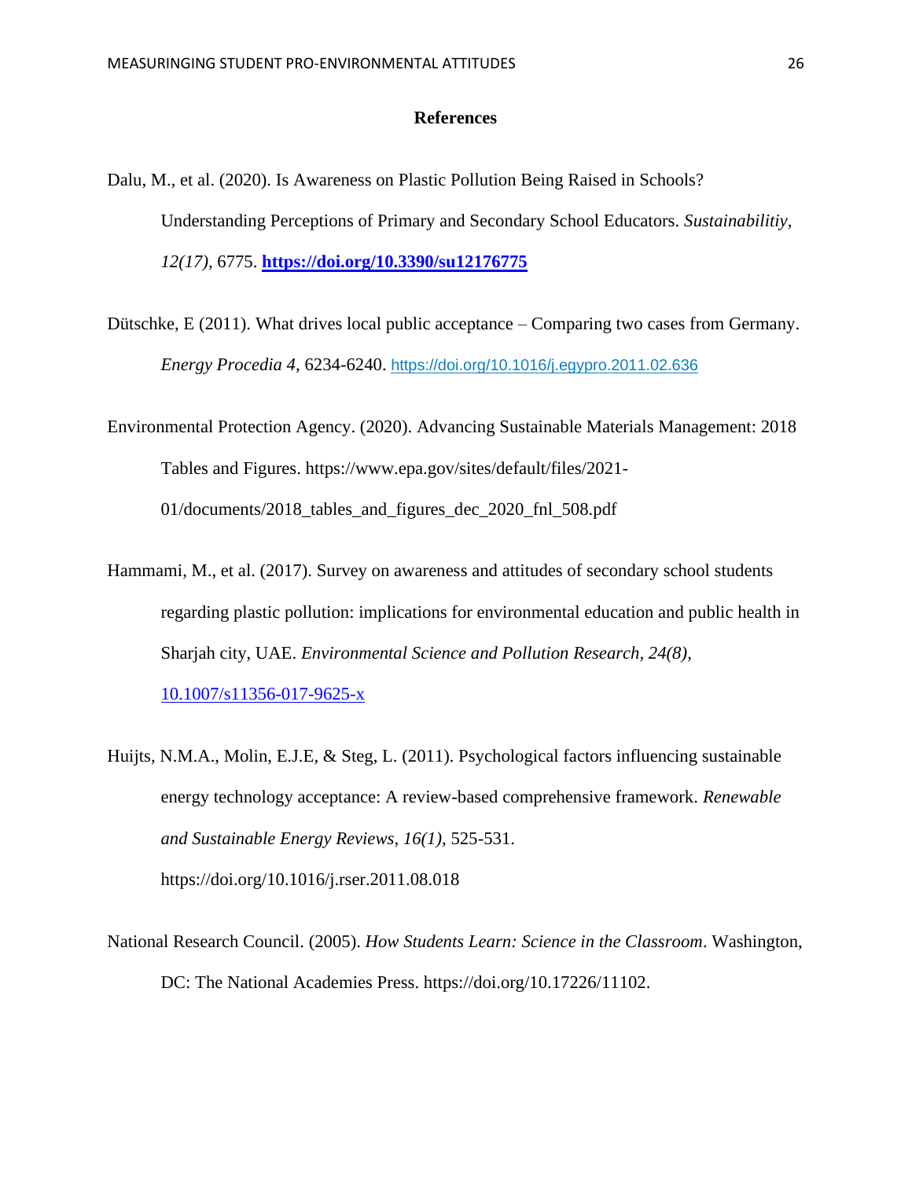**References**

Dalu, M., et al. (2020). Is Awareness on Plastic Pollution Being Raised in Schools? Understanding Perceptions of Primary and Secondary School Educators. *Sustainabilitiy, 12(17),* 6775. **https://doi.org/10.3390/su12176775**

Dütschke, E (2011). What drives local public acceptance – Comparing two cases from Germany. *Energy Procedia 4,* 6234-6240. https://doi.org/10.1016/j.egypro.2011.02.636

Environmental Protection Agency. (2020). Advancing Sustainable Materials Management: 2018 Tables and Figures. https://www.epa.gov/sites/default/files/2021-01/documents/2018_tables_and_figures_dec_2020_fnl_508.pdf

Hammami, M., et al. (2017). Survey on awareness and attitudes of secondary school students regarding plastic pollution: implications for environmental education and public health in Sharjah city, UAE. *Environmental Science and Pollution Research, 24(8),* 10.1007/s11356-017-9625-x

Huijts, N.M.A., Molin, E.J.E, & Steg, L. (2011). Psychological factors influencing sustainable energy technology acceptance: A review-based comprehensive framework. *Renewable and Sustainable Energy Reviews, 16(1),* 525-531. https://doi.org/10.1016/j.rser.2011.08.018

National Research Council. (2005). *How Students Learn: Science in the Classroom*. Washington, DC: The National Academies Press. https://doi.org/10.17226/11102.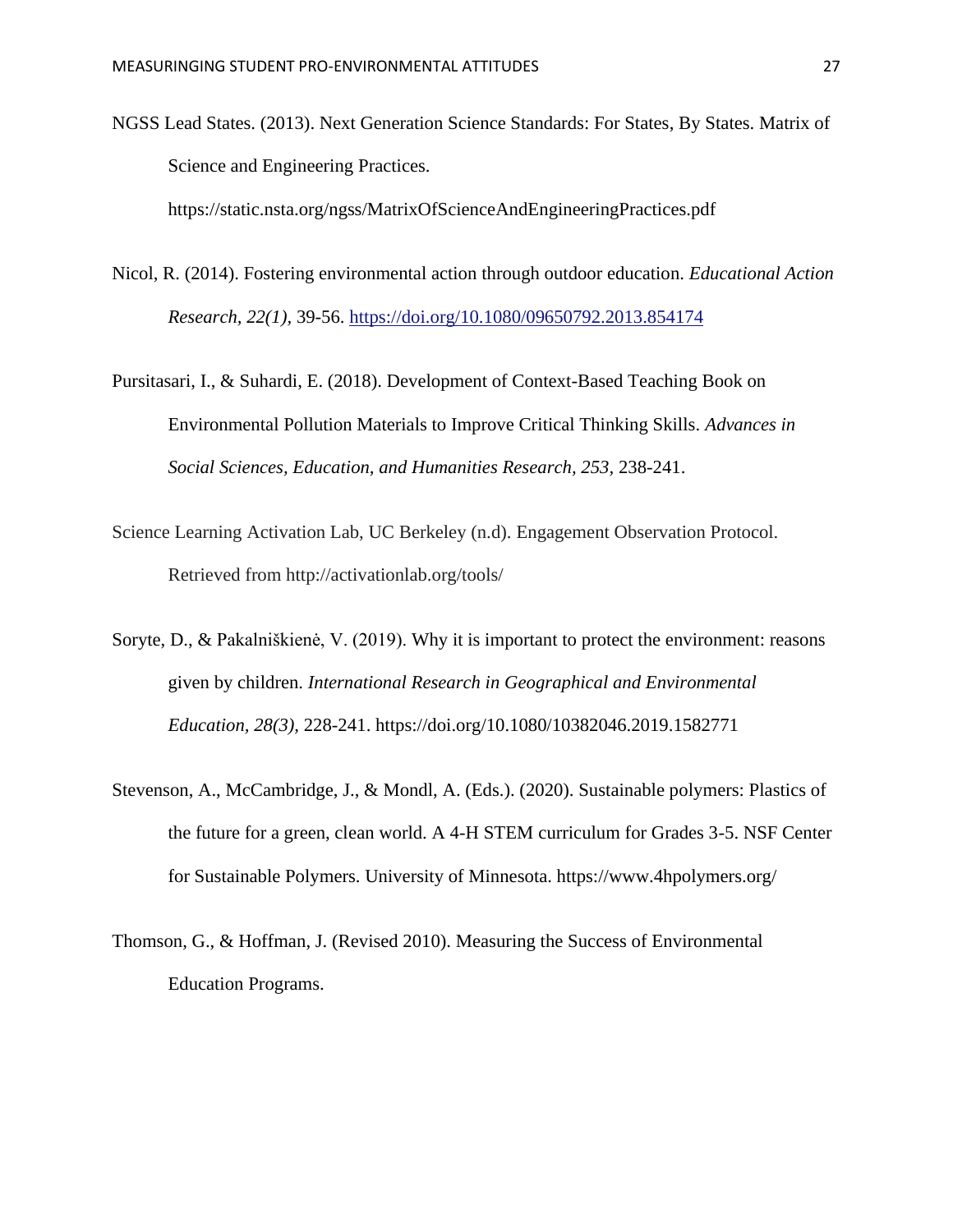NGSS Lead States. (2013). Next Generation Science Standards: For States, By States. Matrix of Science and Engineering Practices. https://static.nsta.org/ngss/MatrixOfScienceAndEngineeringPractices.pdf

Nicol, R. (2014). Fostering environmental action through outdoor education. *Educational Action Research, 22(1),* 39-56. https://doi.org/10.1080/09650792.2013.854174

Pursitasari, I., & Suhardi, E. (2018). Development of Context-Based Teaching Book on Environmental Pollution Materials to Improve Critical Thinking Skills. *Advances in Social Sciences, Education, and Humanities Research, 253,* 238-241.

Science Learning Activation Lab, UC Berkeley (n.d). Engagement Observation Protocol. Retrieved from http://activationlab.org/tools/

Soryte, D., & Pakalniškienė, V. (2019). Why it is important to protect the environment: reasons given by children. *International Research in Geographical and Environmental Education, 28(3),* 228-241. https://doi.org/10.1080/10382046.2019.1582771

Stevenson, A., McCambridge, J., & Mondl, A. (Eds.). (2020). Sustainable polymers: Plastics of the future for a green, clean world. A 4-H STEM curriculum for Grades 3-5. NSF Center for Sustainable Polymers. University of Minnesota. https://www.4hpolymers.org/

Thomson, G., & Hoffman, J. (Revised 2010). Measuring the Success of Environmental Education Programs.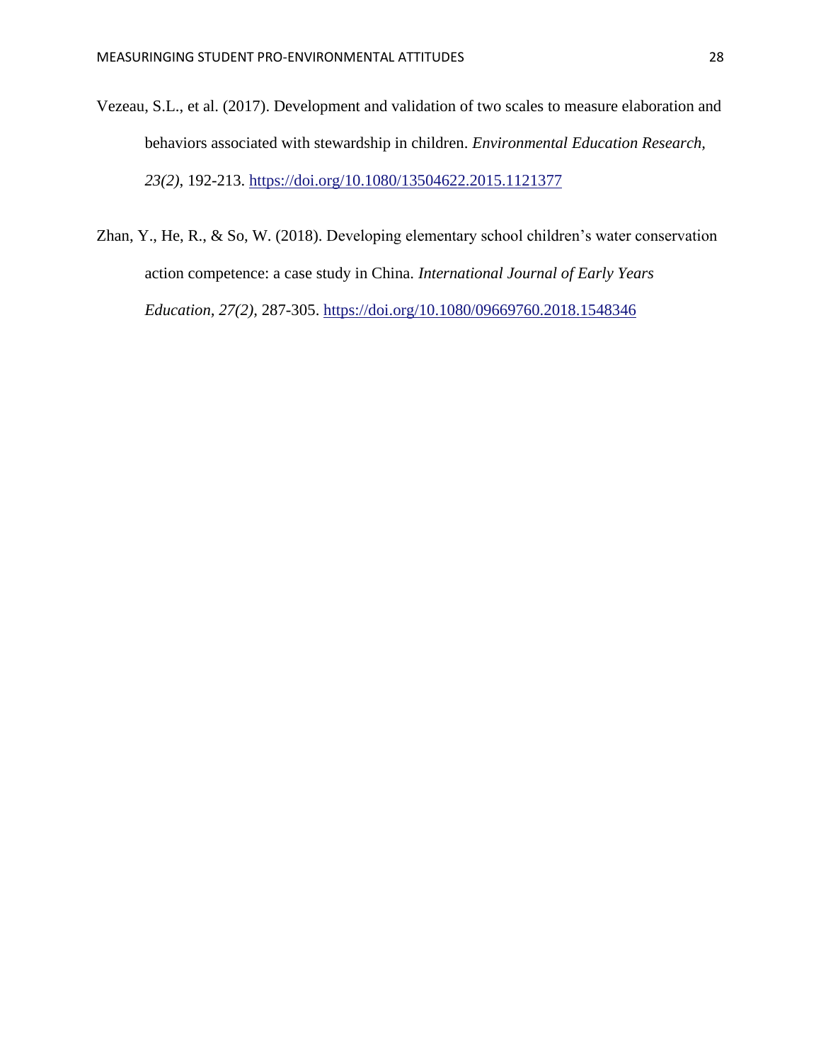Vezeau, S.L., et al. (2017). Development and validation of two scales to measure elaboration and behaviors associated with stewardship in children. *Environmental Education Research*, *23(2)*, 192-213. https://doi.org/10.1080/13504622.2015.1121377

Zhan, Y., He, R., & So, W. (2018). Developing elementary school children's water conservation action competence: a case study in China. *International Journal of Early Years Education, 27(2)*, 287-305. https://doi.org/10.1080/09669760.2018.1548346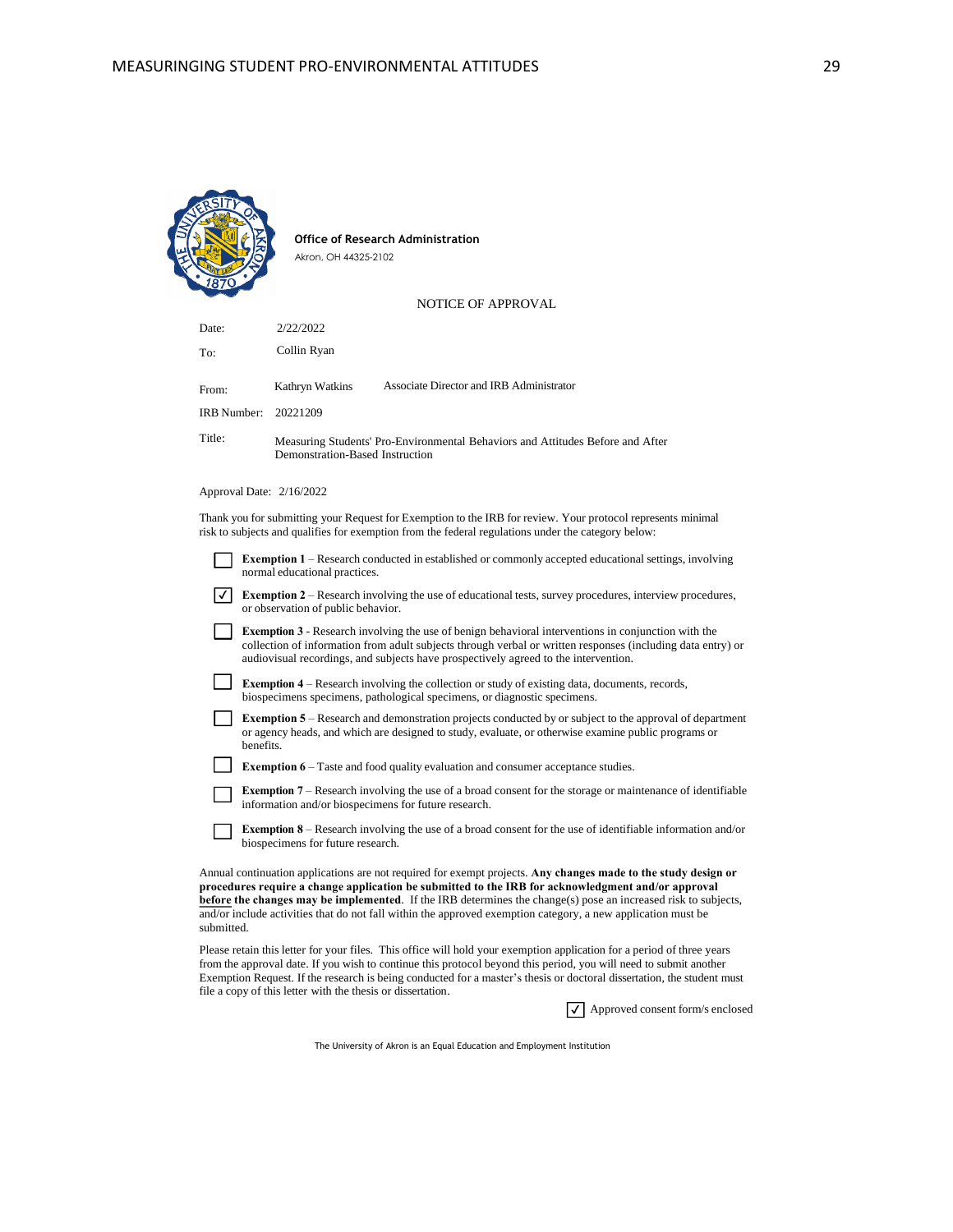**Office of Research Administration**
Akron, OH 44325-2102

NOTICE OF APPROVAL

| | | |
|---|---|---|
| Date: | 2/22/2022 | |
| To: | Collin Ryan | |
| From: | Kathryn Watkins | Associate Director and IRB Administrator |
| IRB Number: | 20221209 | |
| Title: | Measuring Students' Pro-Environmental Behaviors and Attitudes Before and After Demonstration-Based Instruction | |

Approval Date: 2/16/2022

Thank you for submitting your Request for Exemption to the IRB for review. Your protocol represents minimal risk to subjects and qualifies for exemption from the federal regulations under the category below:

- ☐ **Exemption 1** – Research conducted in established or commonly accepted educational settings, involving normal educational practices.
- ☑ **Exemption 2** – Research involving the use of educational tests, survey procedures, interview procedures, or observation of public behavior.
- ☐ **Exemption 3** - Research involving the use of benign behavioral interventions in conjunction with the collection of information from adult subjects through verbal or written responses (including data entry) or audiovisual recordings, and subjects have prospectively agreed to the intervention.
- ☐ **Exemption 4** – Research involving the collection or study of existing data, documents, records, biospecimens specimens, pathological specimens, or diagnostic specimens.
- ☐ **Exemption 5** – Research and demonstration projects conducted by or subject to the approval of department or agency heads, and which are designed to study, evaluate, or otherwise examine public programs or benefits.
- ☐ **Exemption 6** – Taste and food quality evaluation and consumer acceptance studies.
- ☐ **Exemption 7** – Research involving the use of a broad consent for the storage or maintenance of identifiable information and/or biospecimens for future research.
- ☐ **Exemption 8** – Research involving the use of a broad consent for the use of identifiable information and/or biospecimens for future research.

Annual continuation applications are not required for exempt projects. **Any changes made to the study design or procedures require a change application be submitted to the IRB for acknowledgment and/or approval before the changes may be implemented**. If the IRB determines the change(s) pose an increased risk to subjects, and/or include activities that do not fall within the approved exemption category, a new application must be submitted.

Please retain this letter for your files. This office will hold your exemption application for a period of three years from the approval date. If you wish to continue this protocol beyond this period, you will need to submit another Exemption Request. If the research is being conducted for a master's thesis or doctoral dissertation, the student must file a copy of this letter with the thesis or dissertation.

☑ Approved consent form/s enclosed

The University of Akron is an Equal Education and Employment Institution